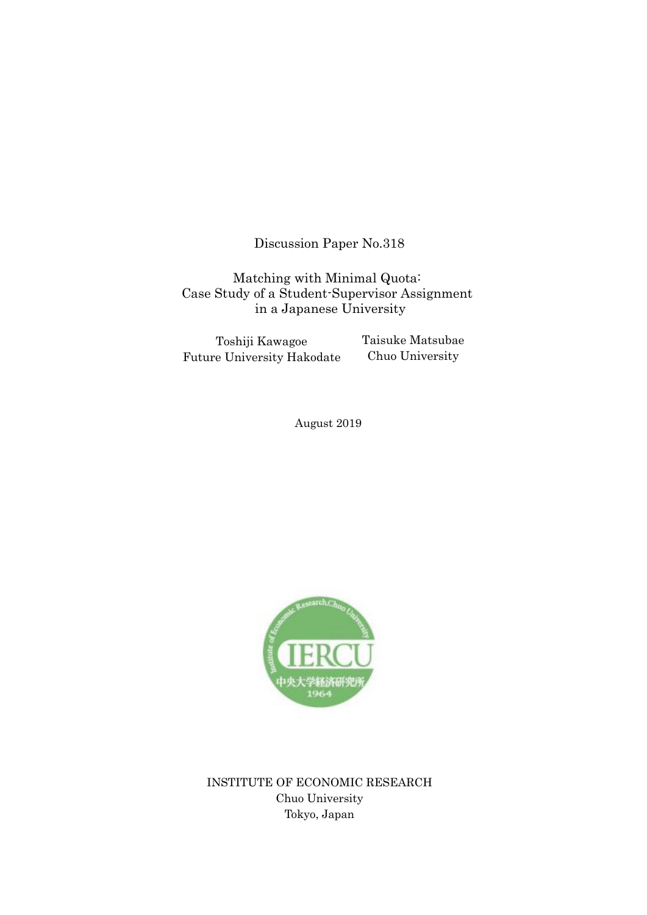Discussion Paper No.318

# Matching with Minimal Quota: Case Study of a Student-Supervisor Assignment in a Japanese University

Toshiji Kawagoe
Future University Hakodate

Taisuke Matsubae
Chuo University

August 2019

INSTITUTE OF ECONOMIC RESEARCH
Chuo University
Tokyo, Japan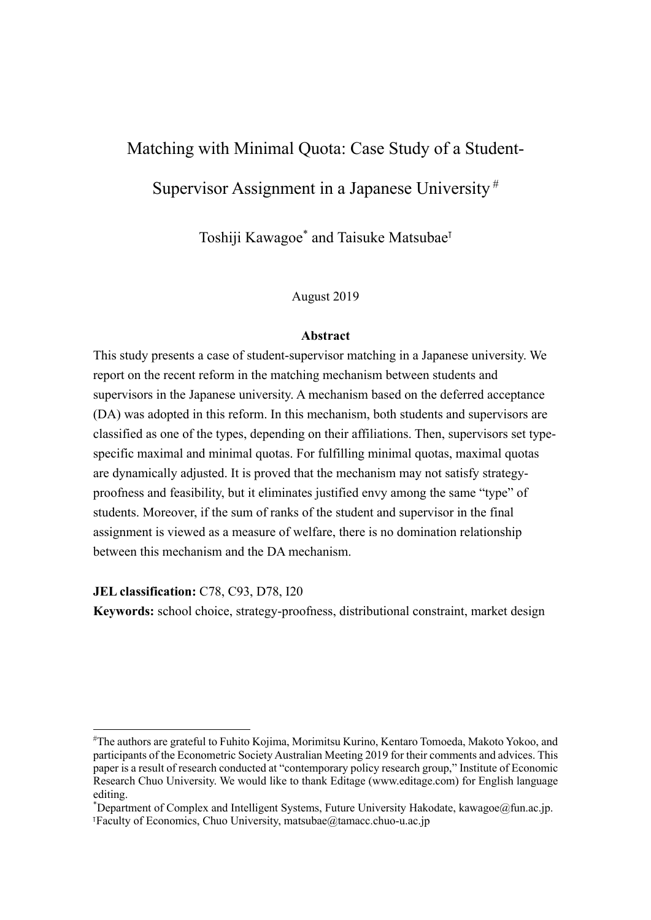# Matching with Minimal Quota: Case Study of a Student-Supervisor Assignment in a Japanese University [#]

Toshiji Kawagoe[*] and Taisuke Matsubae[ł]

August 2019

**Abstract**

This study presents a case of student-supervisor matching in a Japanese university. We report on the recent reform in the matching mechanism between students and supervisors in the Japanese university. A mechanism based on the deferred acceptance (DA) was adopted in this reform. In this mechanism, both students and supervisors are classified as one of the types, depending on their affiliations. Then, supervisors set type-specific maximal and minimal quotas. For fulfilling minimal quotas, maximal quotas are dynamically adjusted. It is proved that the mechanism may not satisfy strategy-proofness and feasibility, but it eliminates justified envy among the same "type" of students. Moreover, if the sum of ranks of the student and supervisor in the final assignment is viewed as a measure of welfare, there is no domination relationship between this mechanism and the DA mechanism.

**JEL classification:** C78, C93, D78, I20

**Keywords:** school choice, strategy-proofness, distributional constraint, market design

---

[#] The authors are grateful to Fuhito Kojima, Morimitsu Kurino, Kentaro Tomoeda, Makoto Yokoo, and participants of the Econometric Society Australian Meeting 2019 for their comments and advices. This paper is a result of research conducted at "contemporary policy research group," Institute of Economic Research Chuo University. We would like to thank Editage (www.editage.com) for English language editing.

[*] Department of Complex and Intelligent Systems, Future University Hakodate, kawagoe@fun.ac.jp.

[ł] Faculty of Economics, Chuo University, matsubae@tamacc.chuo-u.ac.jp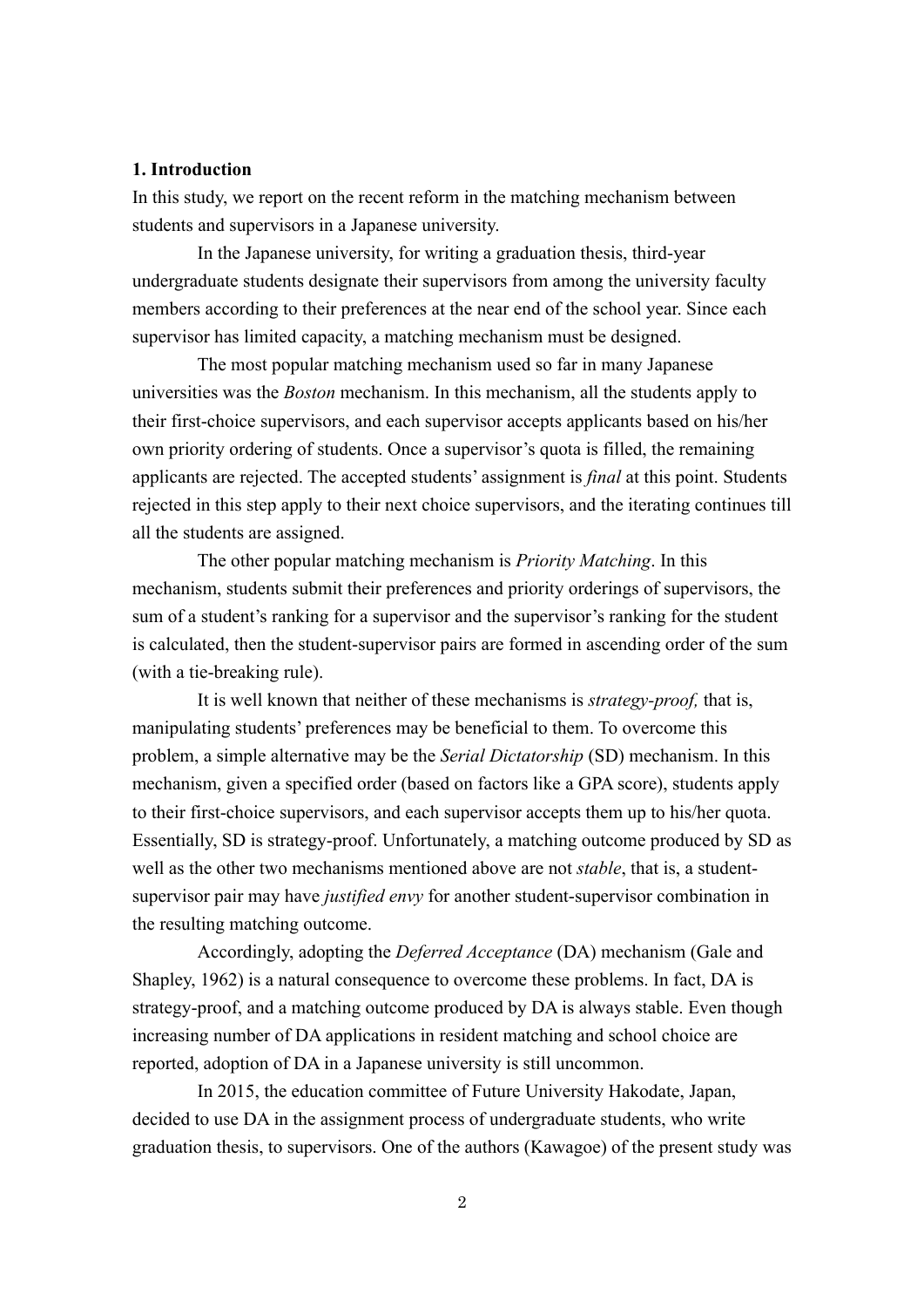## 1. Introduction

In this study, we report on the recent reform in the matching mechanism between students and supervisors in a Japanese university.

In the Japanese university, for writing a graduation thesis, third-year undergraduate students designate their supervisors from among the university faculty members according to their preferences at the near end of the school year. Since each supervisor has limited capacity, a matching mechanism must be designed.

The most popular matching mechanism used so far in many Japanese universities was the *Boston* mechanism. In this mechanism, all the students apply to their first-choice supervisors, and each supervisor accepts applicants based on his/her own priority ordering of students. Once a supervisor's quota is filled, the remaining applicants are rejected. The accepted students' assignment is *final* at this point. Students rejected in this step apply to their next choice supervisors, and the iterating continues till all the students are assigned.

The other popular matching mechanism is *Priority Matching*. In this mechanism, students submit their preferences and priority orderings of supervisors, the sum of a student's ranking for a supervisor and the supervisor's ranking for the student is calculated, then the student-supervisor pairs are formed in ascending order of the sum (with a tie-breaking rule).

It is well known that neither of these mechanisms is *strategy-proof,* that is, manipulating students' preferences may be beneficial to them. To overcome this problem, a simple alternative may be the *Serial Dictatorship* (SD) mechanism. In this mechanism, given a specified order (based on factors like a GPA score), students apply to their first-choice supervisors, and each supervisor accepts them up to his/her quota. Essentially, SD is strategy-proof. Unfortunately, a matching outcome produced by SD as well as the other two mechanisms mentioned above are not *stable*, that is, a student-supervisor pair may have *justified envy* for another student-supervisor combination in the resulting matching outcome.

Accordingly, adopting the *Deferred Acceptance* (DA) mechanism (Gale and Shapley, 1962) is a natural consequence to overcome these problems. In fact, DA is strategy-proof, and a matching outcome produced by DA is always stable. Even though increasing number of DA applications in resident matching and school choice are reported, adoption of DA in a Japanese university is still uncommon.

In 2015, the education committee of Future University Hakodate, Japan, decided to use DA in the assignment process of undergraduate students, who write graduation thesis, to supervisors. One of the authors (Kawagoe) of the present study was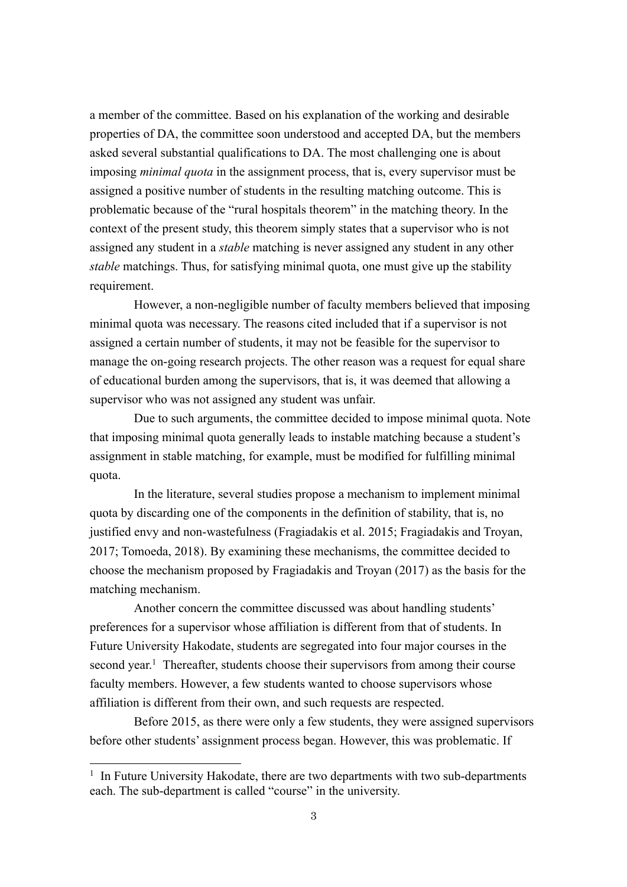a member of the committee. Based on his explanation of the working and desirable properties of DA, the committee soon understood and accepted DA, but the members asked several substantial qualifications to DA. The most challenging one is about imposing *minimal quota* in the assignment process, that is, every supervisor must be assigned a positive number of students in the resulting matching outcome. This is problematic because of the "rural hospitals theorem" in the matching theory. In the context of the present study, this theorem simply states that a supervisor who is not assigned any student in a *stable* matching is never assigned any student in any other *stable* matchings. Thus, for satisfying minimal quota, one must give up the stability requirement.

However, a non-negligible number of faculty members believed that imposing minimal quota was necessary. The reasons cited included that if a supervisor is not assigned a certain number of students, it may not be feasible for the supervisor to manage the on-going research projects. The other reason was a request for equal share of educational burden among the supervisors, that is, it was deemed that allowing a supervisor who was not assigned any student was unfair.

Due to such arguments, the committee decided to impose minimal quota. Note that imposing minimal quota generally leads to instable matching because a student's assignment in stable matching, for example, must be modified for fulfilling minimal quota.

In the literature, several studies propose a mechanism to implement minimal quota by discarding one of the components in the definition of stability, that is, no justified envy and non-wastefulness (Fragiadakis et al. 2015; Fragiadakis and Troyan, 2017; Tomoeda, 2018). By examining these mechanisms, the committee decided to choose the mechanism proposed by Fragiadakis and Troyan (2017) as the basis for the matching mechanism.

Another concern the committee discussed was about handling students' preferences for a supervisor whose affiliation is different from that of students. In Future University Hakodate, students are segregated into four major courses in the second year.[1] Thereafter, students choose their supervisors from among their course faculty members. However, a few students wanted to choose supervisors whose affiliation is different from their own, and such requests are respected.

Before 2015, as there were only a few students, they were assigned supervisors before other students' assignment process began. However, this was problematic. If

[1] In Future University Hakodate, there are two departments with two sub-departments each. The sub-department is called "course" in the university.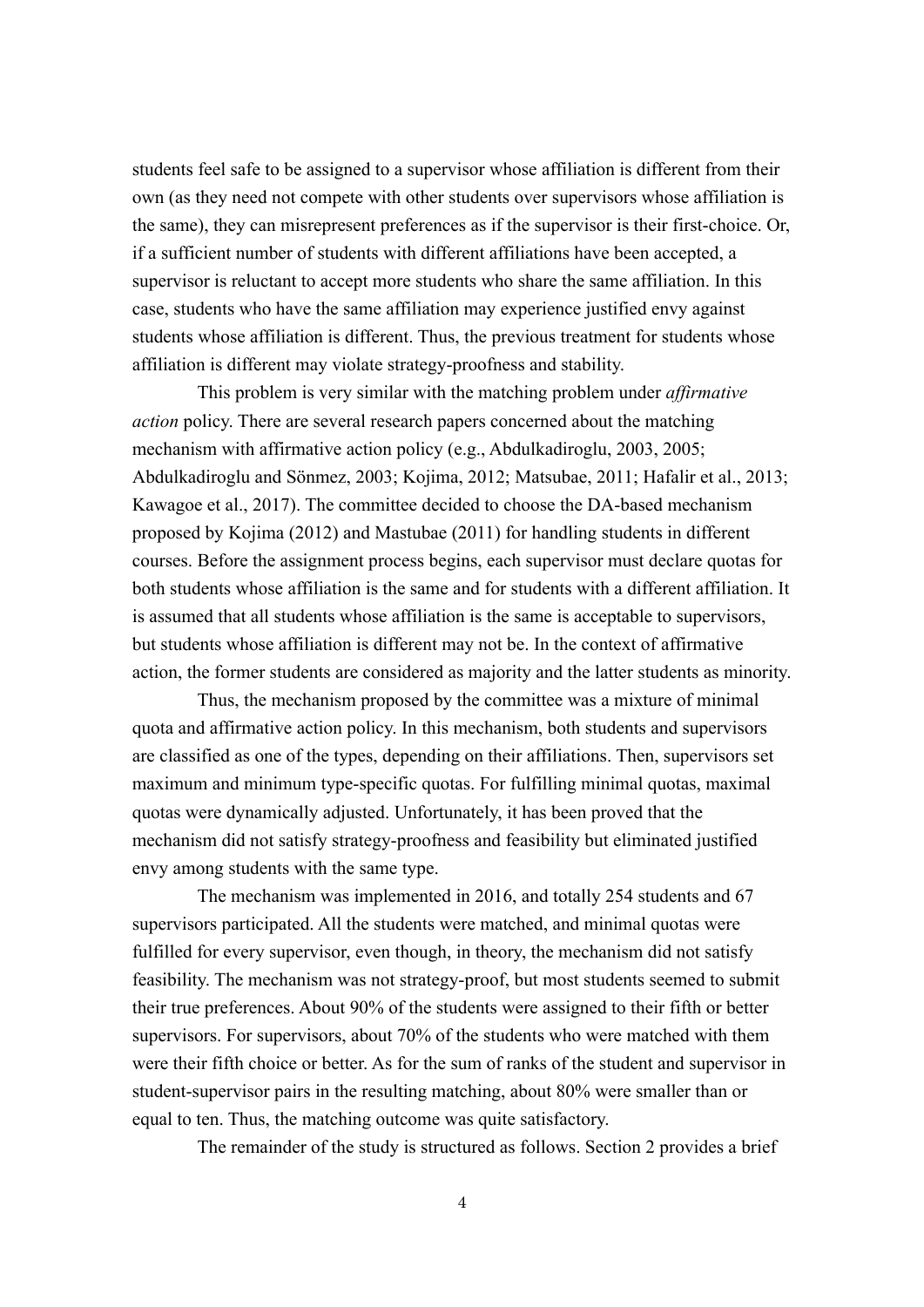students feel safe to be assigned to a supervisor whose affiliation is different from their own (as they need not compete with other students over supervisors whose affiliation is the same), they can misrepresent preferences as if the supervisor is their first-choice. Or, if a sufficient number of students with different affiliations have been accepted, a supervisor is reluctant to accept more students who share the same affiliation. In this case, students who have the same affiliation may experience justified envy against students whose affiliation is different. Thus, the previous treatment for students whose affiliation is different may violate strategy-proofness and stability.

This problem is very similar with the matching problem under *affirmative action* policy. There are several research papers concerned about the matching mechanism with affirmative action policy (e.g., Abdulkadiroglu, 2003, 2005; Abdulkadiroglu and Sönmez, 2003; Kojima, 2012; Matsubae, 2011; Hafalir et al., 2013; Kawagoe et al., 2017). The committee decided to choose the DA-based mechanism proposed by Kojima (2012) and Mastubae (2011) for handling students in different courses. Before the assignment process begins, each supervisor must declare quotas for both students whose affiliation is the same and for students with a different affiliation. It is assumed that all students whose affiliation is the same is acceptable to supervisors, but students whose affiliation is different may not be. In the context of affirmative action, the former students are considered as majority and the latter students as minority.

Thus, the mechanism proposed by the committee was a mixture of minimal quota and affirmative action policy. In this mechanism, both students and supervisors are classified as one of the types, depending on their affiliations. Then, supervisors set maximum and minimum type-specific quotas. For fulfilling minimal quotas, maximal quotas were dynamically adjusted. Unfortunately, it has been proved that the mechanism did not satisfy strategy-proofness and feasibility but eliminated justified envy among students with the same type.

The mechanism was implemented in 2016, and totally 254 students and 67 supervisors participated. All the students were matched, and minimal quotas were fulfilled for every supervisor, even though, in theory, the mechanism did not satisfy feasibility. The mechanism was not strategy-proof, but most students seemed to submit their true preferences. About 90% of the students were assigned to their fifth or better supervisors. For supervisors, about 70% of the students who were matched with them were their fifth choice or better. As for the sum of ranks of the student and supervisor in student-supervisor pairs in the resulting matching, about 80% were smaller than or equal to ten. Thus, the matching outcome was quite satisfactory.

The remainder of the study is structured as follows. Section 2 provides a brief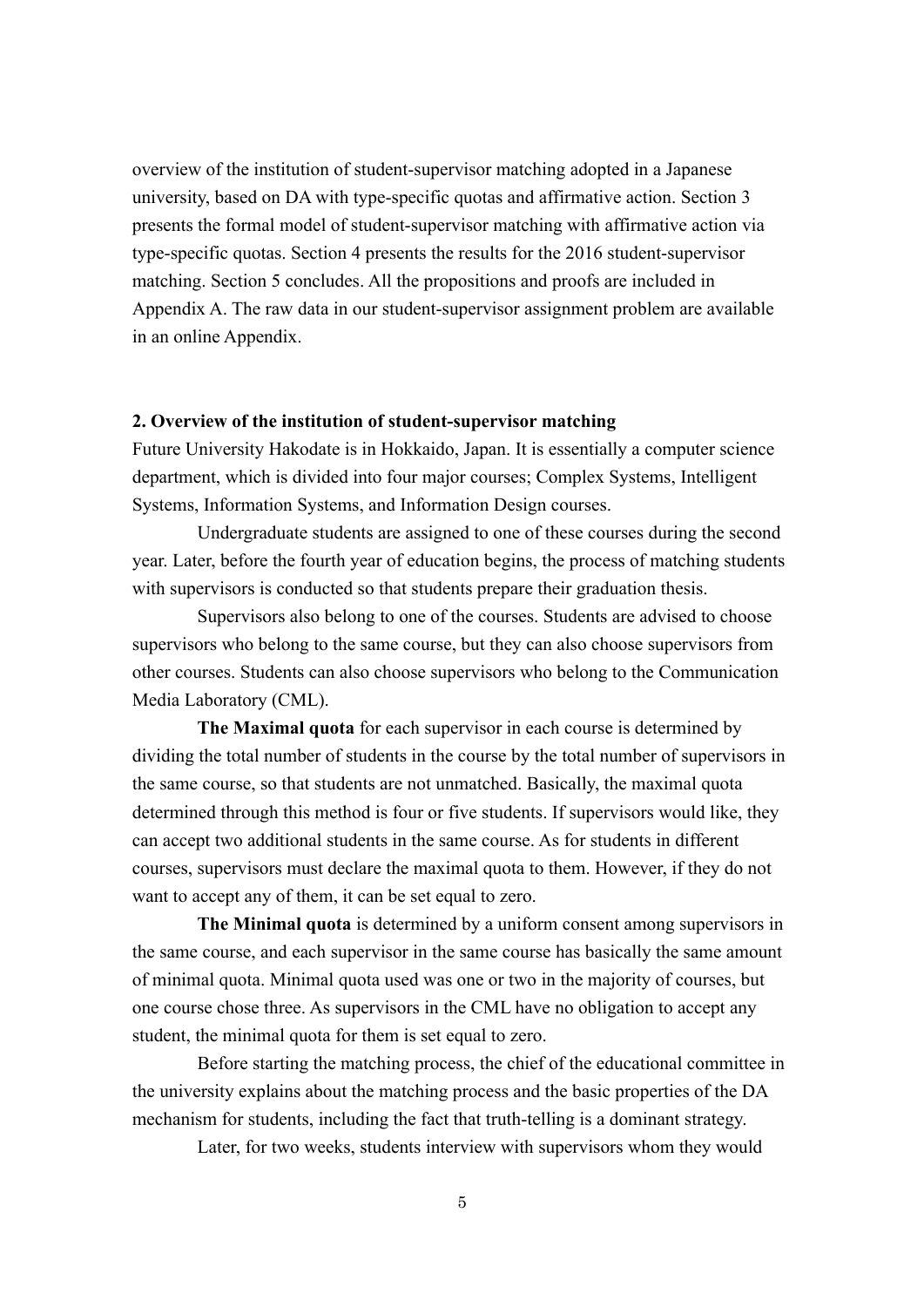overview of the institution of student-supervisor matching adopted in a Japanese university, based on DA with type-specific quotas and affirmative action. Section 3 presents the formal model of student-supervisor matching with affirmative action via type-specific quotas. Section 4 presents the results for the 2016 student-supervisor matching. Section 5 concludes. All the propositions and proofs are included in Appendix A. The raw data in our student-supervisor assignment problem are available in an online Appendix.

## 2. Overview of the institution of student-supervisor matching

Future University Hakodate is in Hokkaido, Japan. It is essentially a computer science department, which is divided into four major courses; Complex Systems, Intelligent Systems, Information Systems, and Information Design courses.

Undergraduate students are assigned to one of these courses during the second year. Later, before the fourth year of education begins, the process of matching students with supervisors is conducted so that students prepare their graduation thesis.

Supervisors also belong to one of the courses. Students are advised to choose supervisors who belong to the same course, but they can also choose supervisors from other courses. Students can also choose supervisors who belong to the Communication Media Laboratory (CML).

**The Maximal quota** for each supervisor in each course is determined by dividing the total number of students in the course by the total number of supervisors in the same course, so that students are not unmatched. Basically, the maximal quota determined through this method is four or five students. If supervisors would like, they can accept two additional students in the same course. As for students in different courses, supervisors must declare the maximal quota to them. However, if they do not want to accept any of them, it can be set equal to zero.

**The Minimal quota** is determined by a uniform consent among supervisors in the same course, and each supervisor in the same course has basically the same amount of minimal quota. Minimal quota used was one or two in the majority of courses, but one course chose three. As supervisors in the CML have no obligation to accept any student, the minimal quota for them is set equal to zero.

Before starting the matching process, the chief of the educational committee in the university explains about the matching process and the basic properties of the DA mechanism for students, including the fact that truth-telling is a dominant strategy.

Later, for two weeks, students interview with supervisors whom they would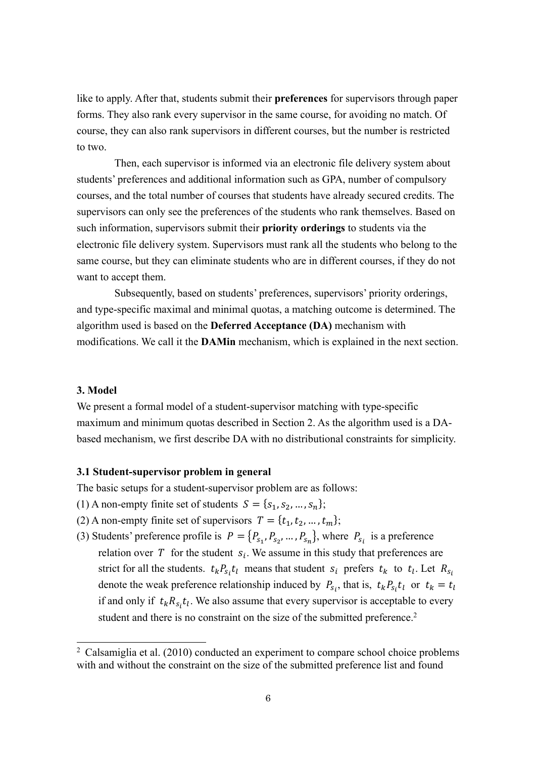like to apply. After that, students submit their **preferences** for supervisors through paper forms. They also rank every supervisor in the same course, for avoiding no match. Of course, they can also rank supervisors in different courses, but the number is restricted to two.

Then, each supervisor is informed via an electronic file delivery system about students' preferences and additional information such as GPA, number of compulsory courses, and the total number of courses that students have already secured credits. The supervisors can only see the preferences of the students who rank themselves. Based on such information, supervisors submit their **priority orderings** to students via the electronic file delivery system. Supervisors must rank all the students who belong to the same course, but they can eliminate students who are in different courses, if they do not want to accept them.

Subsequently, based on students' preferences, supervisors' priority orderings, and type-specific maximal and minimal quotas, a matching outcome is determined. The algorithm used is based on the **Deferred Acceptance (DA)** mechanism with modifications. We call it the **DAMin** mechanism, which is explained in the next section.

### 3. Model

We present a formal model of a student-supervisor matching with type-specific maximum and minimum quotas described in Section 2. As the algorithm used is a DA-based mechanism, we first describe DA with no distributional constraints for simplicity.

#### 3.1 Student-supervisor problem in general

The basic setups for a student-supervisor problem are as follows:

(1) A non-empty finite set of students $S = \{s_1, s_2, \ldots, s_n\}$;

(2) A non-empty finite set of supervisors $T = \{t_1, t_2, \ldots, t_m\}$;

(3) Students' preference profile is $P = \{P_{s_1}, P_{s_2}, \ldots, P_{s_n}\}$, where $P_{s_i}$ is a preference relation over $T$ for the student $s_i$. We assume in this study that preferences are strict for all the students. $t_k P_{s_i} t_l$ means that student $s_i$ prefers $t_k$ to $t_l$. Let $R_{s_i}$ denote the weak preference relationship induced by $P_{s_i}$, that is, $t_k P_{s_i} t_l$ or $t_k = t_l$ if and only if $t_k R_{s_i} t_l$. We also assume that every supervisor is acceptable to every student and there is no constraint on the size of the submitted preference.[2]

[2] Calsamiglia et al. (2010) conducted an experiment to compare school choice problems with and without the constraint on the size of the submitted preference list and found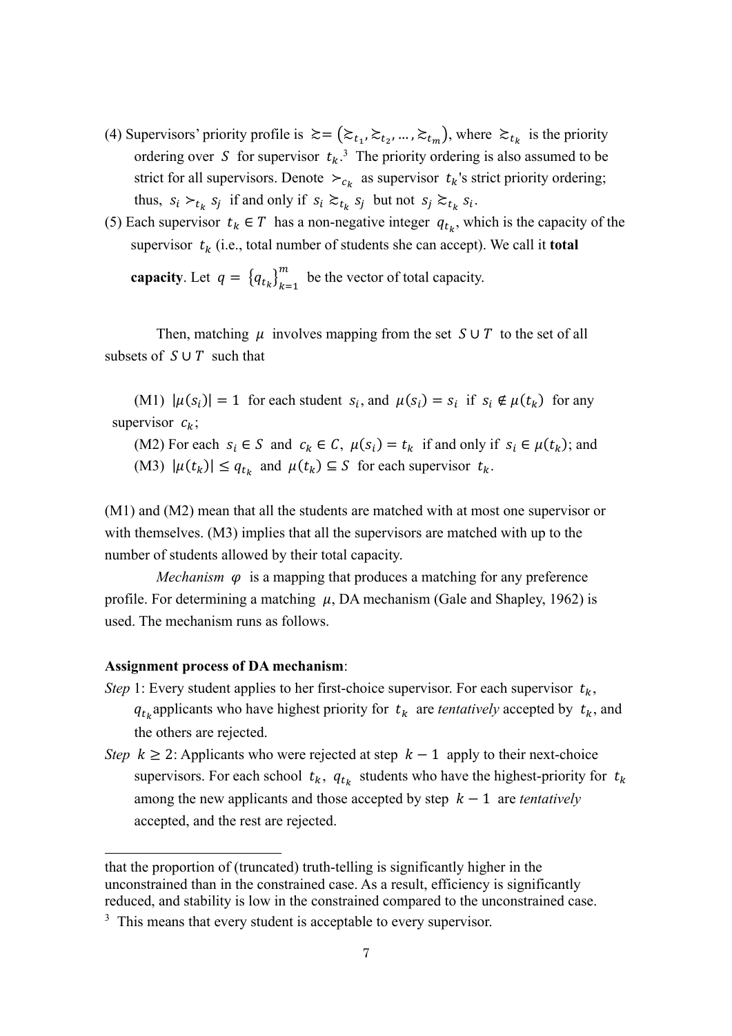(4) Supervisors' priority profile is $\succsim = (\succsim_{t_1}, \succsim_{t_2}, \ldots, \succsim_{t_m})$, where $\succsim_{t_k}$ is the priority ordering over $S$ for supervisor $t_k$.[3] The priority ordering is also assumed to be strict for all supervisors. Denote $\succ_{c_k}$ as supervisor $t_k$'s strict priority ordering; thus, $s_i \succ_{t_k} s_j$ if and only if $s_i \succsim_{t_k} s_j$ but not $s_j \succsim_{t_k} s_i$.

(5) Each supervisor $t_k \in T$ has a non-negative integer $q_{t_k}$, which is the capacity of the supervisor $t_k$ (i.e., total number of students she can accept). We call it **total capacity**. Let $q = \{q_{t_k}\}_{k=1}^{m}$ be the vector of total capacity.

Then, matching $\mu$ involves mapping from the set $S \cup T$ to the set of all subsets of $S \cup T$ such that

(M1) $|\mu(s_i)| = 1$ for each student $s_i$, and $\mu(s_i) = s_i$ if $s_i \notin \mu(t_k)$ for any supervisor $c_k$;

(M2) For each $s_i \in S$ and $c_k \in C$, $\mu(s_i) = t_k$ if and only if $s_i \in \mu(t_k)$; and

(M3) $|\mu(t_k)| \leq q_{t_k}$ and $\mu(t_k) \subseteq S$ for each supervisor $t_k$.

(M1) and (M2) mean that all the students are matched with at most one supervisor or with themselves. (M3) implies that all the supervisors are matched with up to the number of students allowed by their total capacity.

*Mechanism* $\varphi$ is a mapping that produces a matching for any preference profile. For determining a matching $\mu$, DA mechanism (Gale and Shapley, 1962) is used. The mechanism runs as follows.

**Assignment process of DA mechanism**:

*Step* 1: Every student applies to her first-choice supervisor. For each supervisor $t_k$, $q_{t_k}$ applicants who have highest priority for $t_k$ are *tentatively* accepted by $t_k$, and the others are rejected.

*Step* $k \geq 2$: Applicants who were rejected at step $k-1$ apply to their next-choice supervisors. For each school $t_k$, $q_{t_k}$ students who have the highest-priority for $t_k$ among the new applicants and those accepted by step $k-1$ are *tentatively* accepted, and the rest are rejected.

---

that the proportion of (truncated) truth-telling is significantly higher in the unconstrained than in the constrained case. As a result, efficiency is significantly reduced, and stability is low in the constrained compared to the unconstrained case.

[3] This means that every student is acceptable to every supervisor.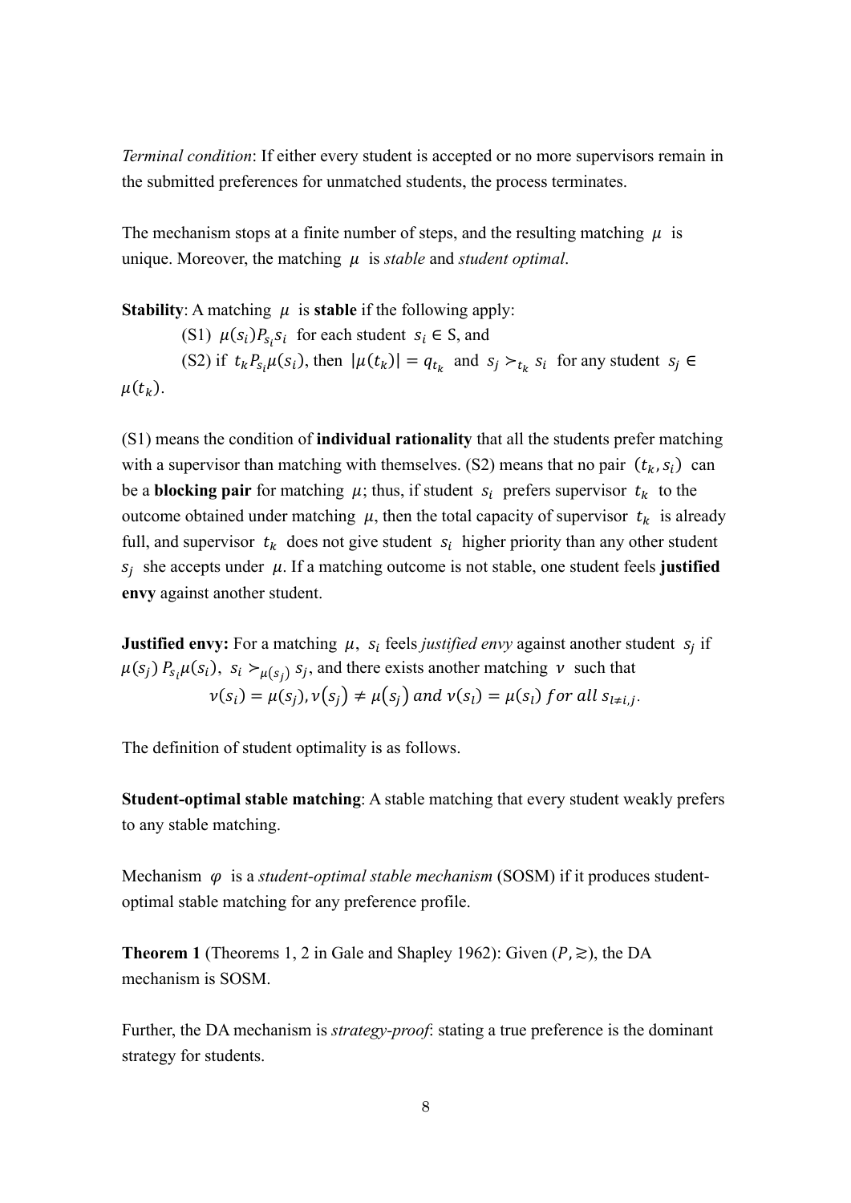*Terminal condition*: If either every student is accepted or no more supervisors remain in the submitted preferences for unmatched students, the process terminates.

The mechanism stops at a finite number of steps, and the resulting matching $\mu$ is unique. Moreover, the matching $\mu$ is *stable* and *student optimal*.

**Stability**: A matching $\mu$ is **stable** if the following apply:

(S1) $\mu(s_i) P_{s_i} s_i$ for each student $s_i \in S$, and

(S2) if $t_k P_{s_i} \mu(s_i)$, then $|\mu(t_k)| = q_{t_k}$ and $s_j \succ_{t_k} s_i$ for any student $s_j \in \mu(t_k)$.

(S1) means the condition of **individual rationality** that all the students prefer matching with a supervisor than matching with themselves. (S2) means that no pair $(t_k, s_i)$ can be a **blocking pair** for matching $\mu$; thus, if student $s_i$ prefers supervisor $t_k$ to the outcome obtained under matching $\mu$, then the total capacity of supervisor $t_k$ is already full, and supervisor $t_k$ does not give student $s_i$ higher priority than any other student $s_j$ she accepts under $\mu$. If a matching outcome is not stable, one student feels **justified envy** against another student.

**Justified envy:** For a matching $\mu$, $s_i$ feels *justified envy* against another student $s_j$ if $\mu(s_j) P_{s_i} \mu(s_i)$, $s_i \succ_{\mu(s_j)} s_j$, and there exists another matching $\nu$ such that

$$\nu(s_i) = \mu(s_j), \nu(s_j) \neq \mu(s_j) \text{ and } \nu(s_l) = \mu(s_l) \text{ for all } s_{l \neq i,j}.$$

The definition of student optimality is as follows.

**Student-optimal stable matching**: A stable matching that every student weakly prefers to any stable matching.

Mechanism $\varphi$ is a *student-optimal stable mechanism* (SOSM) if it produces student-optimal stable matching for any preference profile.

**Theorem 1** (Theorems 1, 2 in Gale and Shapley 1962): Given $(P, \succsim)$, the DA mechanism is SOSM.

Further, the DA mechanism is *strategy-proof*: stating a true preference is the dominant strategy for students.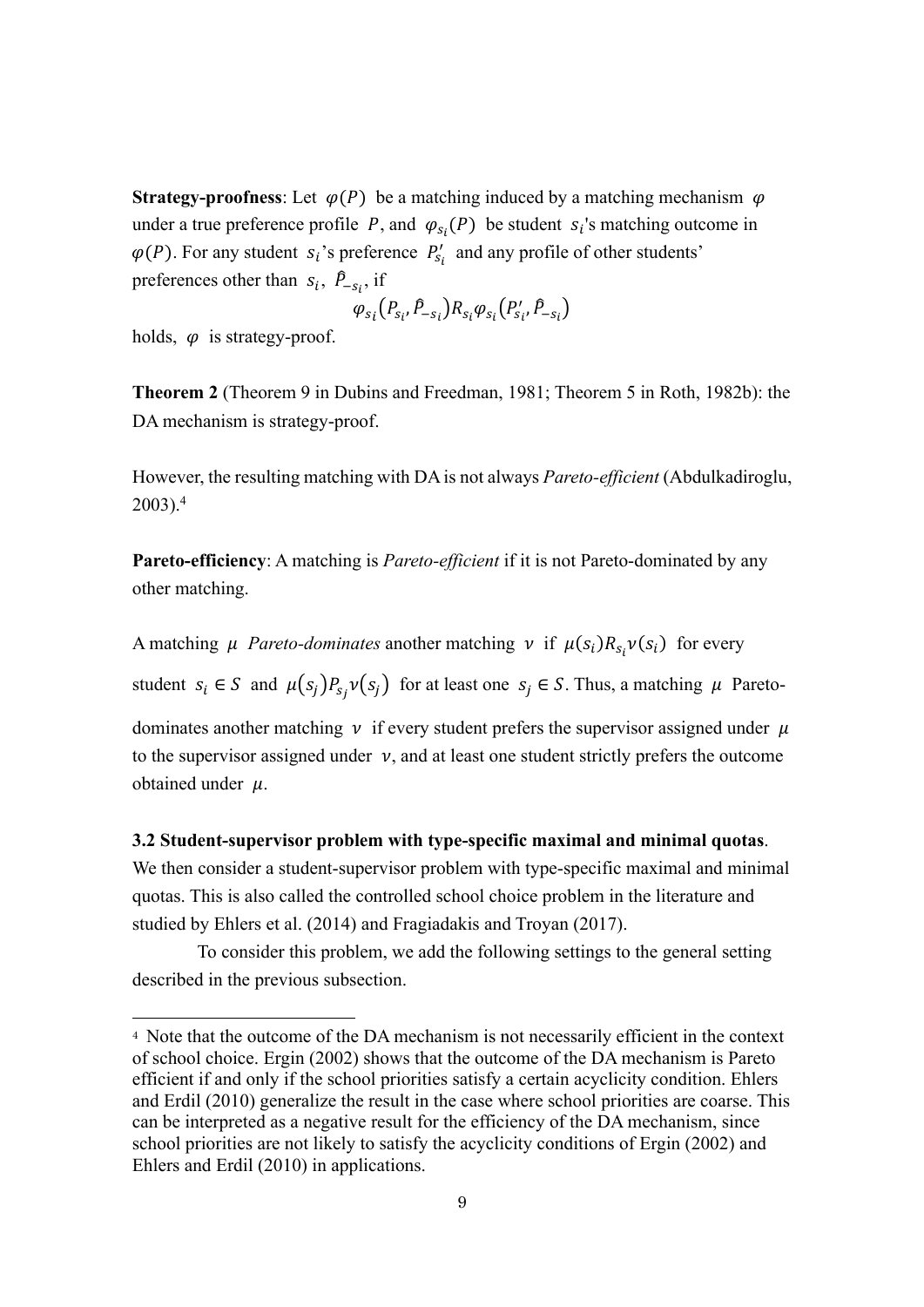**Strategy-proofness**: Let $\varphi(P)$ be a matching induced by a matching mechanism $\varphi$ under a true preference profile $P$, and $\varphi_{s_i}(P)$ be student $s_i$'s matching outcome in $\varphi(P)$. For any student $s_i$'s preference $P'_{s_i}$ and any profile of other students' preferences other than $s_i$, $\hat{P}_{-s_i}$, if

$$\varphi_{s_i}(P_{s_i}, \hat{P}_{-s_i}) R_{s_i} \varphi_{s_i}(P'_{s_i}, \hat{P}_{-s_i})$$

holds, $\varphi$ is strategy-proof.

**Theorem 2** (Theorem 9 in Dubins and Freedman, 1981; Theorem 5 in Roth, 1982b): the DA mechanism is strategy-proof.

However, the resulting matching with DA is not always *Pareto-efficient* (Abdulkadiroglu, 2003).[4]

**Pareto-efficiency**: A matching is *Pareto-efficient* if it is not Pareto-dominated by any other matching.

A matching $\mu$ *Pareto-dominates* another matching $\nu$ if $\mu(s_i) R_{s_i} \nu(s_i)$ for every student $s_i \in S$ and $\mu(s_j) P_{s_j} \nu(s_j)$ for at least one $s_j \in S$. Thus, a matching $\mu$ Pareto-dominates another matching $\nu$ if every student prefers the supervisor assigned under $\mu$ to the supervisor assigned under $\nu$, and at least one student strictly prefers the outcome obtained under $\mu$.

**3.2 Student-supervisor problem with type-specific maximal and minimal quotas**.
We then consider a student-supervisor problem with type-specific maximal and minimal quotas. This is also called the controlled school choice problem in the literature and studied by Ehlers et al. (2014) and Fragiadakis and Troyan (2017).

To consider this problem, we add the following settings to the general setting described in the previous subsection.

[4] Note that the outcome of the DA mechanism is not necessarily efficient in the context of school choice. Ergin (2002) shows that the outcome of the DA mechanism is Pareto efficient if and only if the school priorities satisfy a certain acyclicity condition. Ehlers and Erdil (2010) generalize the result in the case where school priorities are coarse. This can be interpreted as a negative result for the efficiency of the DA mechanism, since school priorities are not likely to satisfy the acyclicity conditions of Ergin (2002) and Ehlers and Erdil (2010) in applications.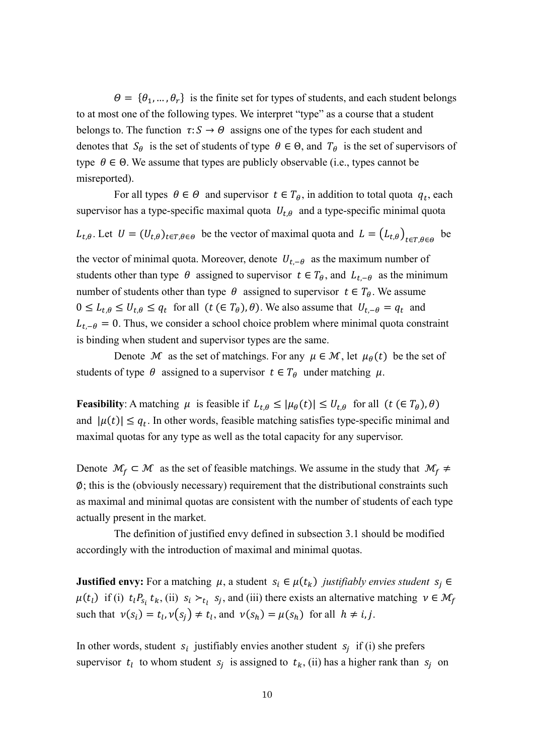$\Theta = \{\theta_1, \ldots, \theta_r\}$ is the finite set for types of students, and each student belongs to at most one of the following types. We interpret "type" as a course that a student belongs to. The function $\tau: S \to \Theta$ assigns one of the types for each student and denotes that $S_\theta$ is the set of students of type $\theta \in \Theta$, and $T_\theta$ is the set of supervisors of type $\theta \in \Theta$. We assume that types are publicly observable (i.e., types cannot be misreported).

For all types $\theta \in \Theta$ and supervisor $t \in T_\theta$, in addition to total quota $q_t$, each supervisor has a type-specific maximal quota $U_{t,\theta}$ and a type-specific minimal quota $L_{t,\theta}$. Let $U = (U_{t,\theta})_{t \in T, \theta \in \Theta}$ be the vector of maximal quota and $L = \left(L_{t,\theta}\right)_{t \in T, \theta \in \Theta}$ be the vector of minimal quota. Moreover, denote $U_{t,-\theta}$ as the maximum number of students other than type $\theta$ assigned to supervisor $t \in T_\theta$, and $L_{t,-\theta}$ as the minimum number of students other than type $\theta$ assigned to supervisor $t \in T_\theta$. We assume $0 \le L_{t,\theta} \le U_{t,\theta} \le q_t$ for all $(t\ (\in T_\theta), \theta)$. We also assume that $U_{t,-\theta} = q_t$ and $L_{t,-\theta} = 0$. Thus, we consider a school choice problem where minimal quota constraint is binding when student and supervisor types are the same.

Denote $\mathcal{M}$ as the set of matchings. For any $\mu \in \mathcal{M}$, let $\mu_\theta(t)$ be the set of students of type $\theta$ assigned to a supervisor $t \in T_\theta$ under matching $\mu$.

**Feasibility**: A matching $\mu$ is feasible if $L_{t,\theta} \le |\mu_\theta(t)| \le U_{t,\theta}$ for all $(t\ (\in T_\theta), \theta)$ and $|\mu(t)| \le q_t$. In other words, feasible matching satisfies type-specific minimal and maximal quotas for any type as well as the total capacity for any supervisor.

Denote $\mathcal{M}_f \subset \mathcal{M}$ as the set of feasible matchings. We assume in the study that $\mathcal{M}_f \ne \emptyset$; this is the (obviously necessary) requirement that the distributional constraints such as maximal and minimal quotas are consistent with the number of students of each type actually present in the market.

The definition of justified envy defined in subsection 3.1 should be modified accordingly with the introduction of maximal and minimal quotas.

**Justified envy:** For a matching $\mu$, a student $s_i \in \mu(t_k)$ *justifiably envies student* $s_j \in \mu(t_l)$ if (i) $t_l P_{s_i} t_k$, (ii) $s_i \succ_{t_l} s_j$, and (iii) there exists an alternative matching $\nu \in \mathcal{M}_f$ such that $\nu(s_i) = t_l, \nu(s_j) \ne t_l$, and $\nu(s_h) = \mu(s_h)$ for all $h \ne i, j$.

In other words, student $s_i$ justifiably envies another student $s_j$ if (i) she prefers supervisor $t_l$ to whom student $s_j$ is assigned to $t_k$, (ii) has a higher rank than $s_j$ on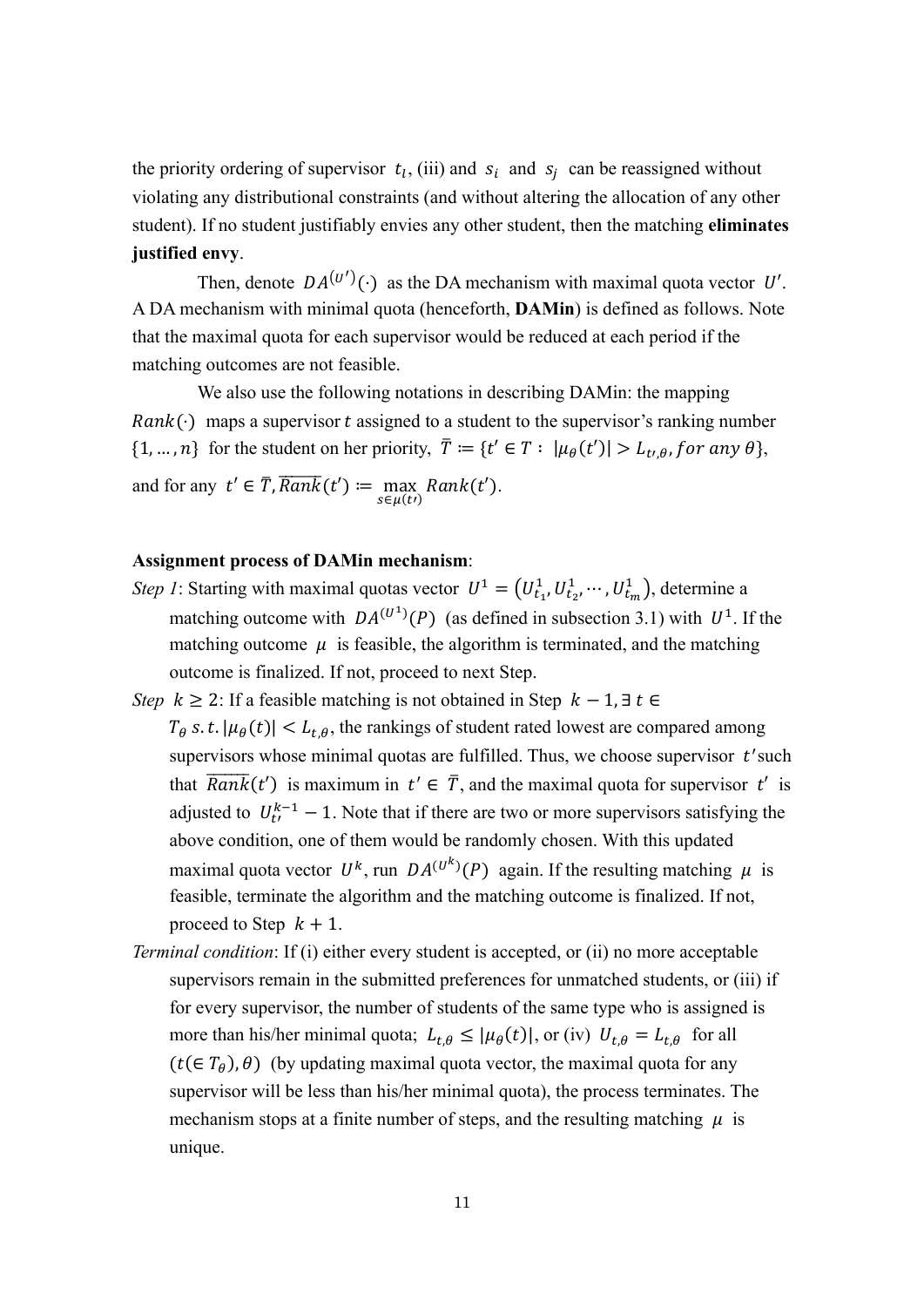the priority ordering of supervisor $t_l$, (iii) and $s_i$ and $s_j$ can be reassigned without violating any distributional constraints (and without altering the allocation of any other student). If no student justifiably envies any other student, then the matching **eliminates justified envy**.

Then, denote $DA^{(U')}(\cdot)$ as the DA mechanism with maximal quota vector $U'$. A DA mechanism with minimal quota (henceforth, **DAMin**) is defined as follows. Note that the maximal quota for each supervisor would be reduced at each period if the matching outcomes are not feasible.

We also use the following notations in describing DAMin: the mapping $Rank(\cdot)$ maps a supervisor $t$ assigned to a student to the supervisor's ranking number $\{1, \dots, n\}$ for the student on her priority, $\bar{T} \coloneqq \{t' \in T : |\mu_\theta(t')| > L_{t',\theta}, for\ any\ \theta\}$, and for any $t' \in \bar{T}, \overline{Rank}(t') \coloneqq \max_{s \in \mu(t')} Rank(t')$.

**Assignment process of DAMin mechanism**:

*Step 1*: Starting with maximal quotas vector $U^1 = (U_{t_1}^1, U_{t_2}^1, \cdots, U_{t_m}^1)$, determine a matching outcome with $DA^{(U^1)}(P)$ (as defined in subsection 3.1) with $U^1$. If the matching outcome $\mu$ is feasible, the algorithm is terminated, and the matching outcome is finalized. If not, proceed to next Step.

*Step* $k \geq 2$: If a feasible matching is not obtained in Step $k-1, \exists\, t \in T_\theta\ s.t. |\mu_\theta(t)| < L_{t,\theta}$, the rankings of student rated lowest are compared among supervisors whose minimal quotas are fulfilled. Thus, we choose supervisor $t'$ such that $\overline{Rank}(t')$ is maximum in $t' \in \bar{T}$, and the maximal quota for supervisor $t'$ is adjusted to $U_{t'}^{k-1} - 1$. Note that if there are two or more supervisors satisfying the above condition, one of them would be randomly chosen. With this updated maximal quota vector $U^k$, run $DA^{(U^k)}(P)$ again. If the resulting matching $\mu$ is feasible, terminate the algorithm and the matching outcome is finalized. If not, proceed to Step $k+1$.

*Terminal condition*: If (i) either every student is accepted, or (ii) no more acceptable supervisors remain in the submitted preferences for unmatched students, or (iii) if for every supervisor, the number of students of the same type who is assigned is more than his/her minimal quota; $L_{t,\theta} \leq |\mu_\theta(t)|$, or (iv) $U_{t,\theta} = L_{t,\theta}$ for all $(t (\in T_\theta), \theta)$ (by updating maximal quota vector, the maximal quota for any supervisor will be less than his/her minimal quota), the process terminates. The mechanism stops at a finite number of steps, and the resulting matching $\mu$ is unique.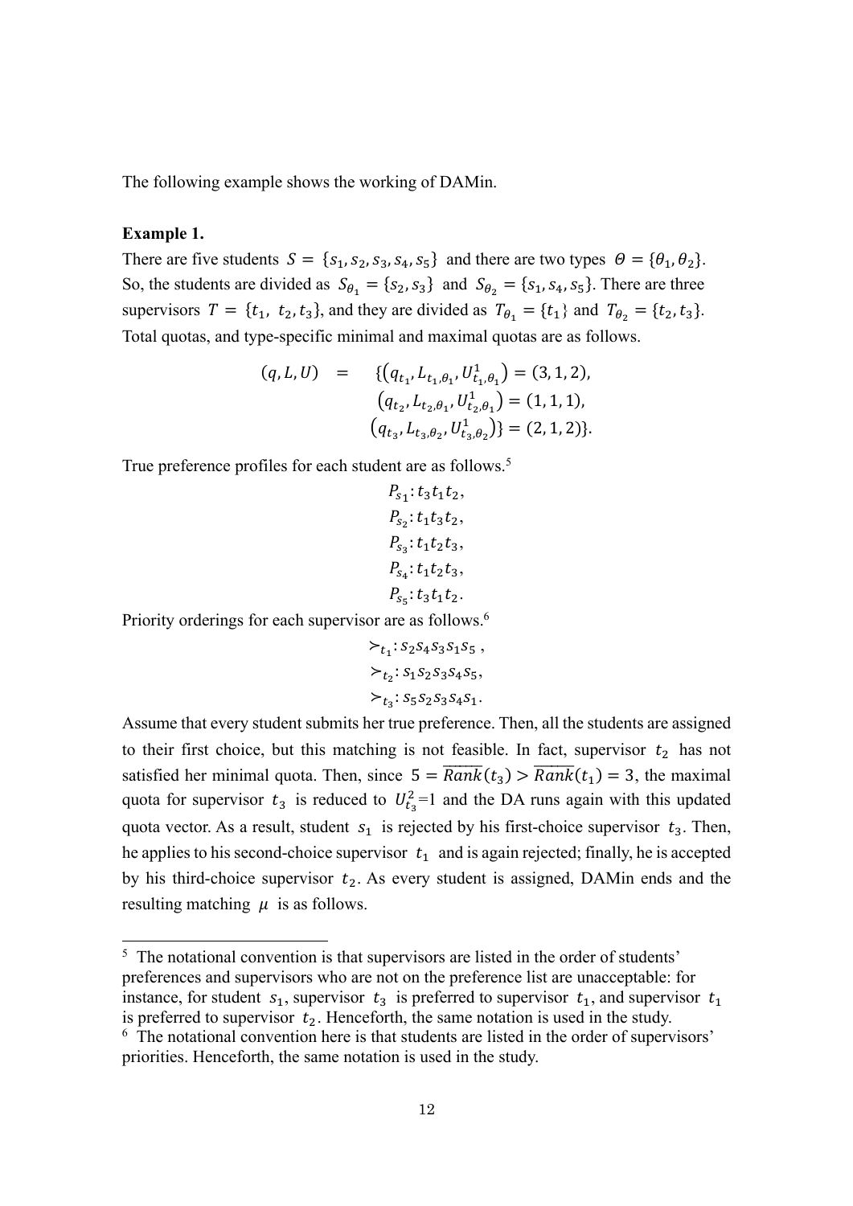The following example shows the working of DAMin.

**Example 1.**

There are five students $S = \{s_1, s_2, s_3, s_4, s_5\}$ and there are two types $\Theta = \{\theta_1, \theta_2\}$. So, the students are divided as $S_{\theta_1} = \{s_2, s_3\}$ and $S_{\theta_2} = \{s_1, s_4, s_5\}$. There are three supervisors $T = \{t_1, t_2, t_3\}$, and they are divided as $T_{\theta_1} = \{t_1\}$ and $T_{\theta_2} = \{t_2, t_3\}$. Total quotas, and type-specific minimal and maximal quotas are as follows.

$$
\begin{aligned}
(q, L, U) \quad = \quad & \{(q_{t_1}, L_{t_1,\theta_1}, U^1_{t_1,\theta_1}) = (3, 1, 2), \\
& (q_{t_2}, L_{t_2,\theta_1}, U^1_{t_2,\theta_1}) = (1, 1, 1), \\
& (q_{t_3}, L_{t_3,\theta_2}, U^1_{t_3,\theta_2})\} = (2, 1, 2)\}.
\end{aligned}
$$

True preference profiles for each student are as follows.[5]

$$
\begin{aligned}
&P_{s_1}: t_3 t_1 t_2, \\
&P_{s_2}: t_1 t_3 t_2, \\
&P_{s_3}: t_1 t_2 t_3, \\
&P_{s_4}: t_1 t_2 t_3, \\
&P_{s_5}: t_3 t_1 t_2.
\end{aligned}
$$

Priority orderings for each supervisor are as follows.[6]

$$
\begin{aligned}
&\succ_{t_1}: s_2 s_4 s_3 s_1 s_5\,, \\
&\succ_{t_2}: s_1 s_2 s_3 s_4 s_5, \\
&\succ_{t_3}: s_5 s_2 s_3 s_4 s_1.
\end{aligned}
$$

Assume that every student submits her true preference. Then, all the students are assigned to their first choice, but this matching is not feasible. In fact, supervisor $t_2$ has not satisfied her minimal quota. Then, since $5 = \overline{Rank}(t_3) > \overline{Rank}(t_1) = 3$, the maximal quota for supervisor $t_3$ is reduced to $U^2_{t_3}$=1 and the DA runs again with this updated quota vector. As a result, student $s_1$ is rejected by his first-choice supervisor $t_3$. Then, he applies to his second-choice supervisor $t_1$ and is again rejected; finally, he is accepted by his third-choice supervisor $t_2$. As every student is assigned, DAMin ends and the resulting matching $\mu$ is as follows.

---

[5] The notational convention is that supervisors are listed in the order of students' preferences and supervisors who are not on the preference list are unacceptable: for instance, for student $s_1$, supervisor $t_3$ is preferred to supervisor $t_1$, and supervisor $t_1$ is preferred to supervisor $t_2$. Henceforth, the same notation is used in the study.

[6] The notational convention here is that students are listed in the order of supervisors' priorities. Henceforth, the same notation is used in the study.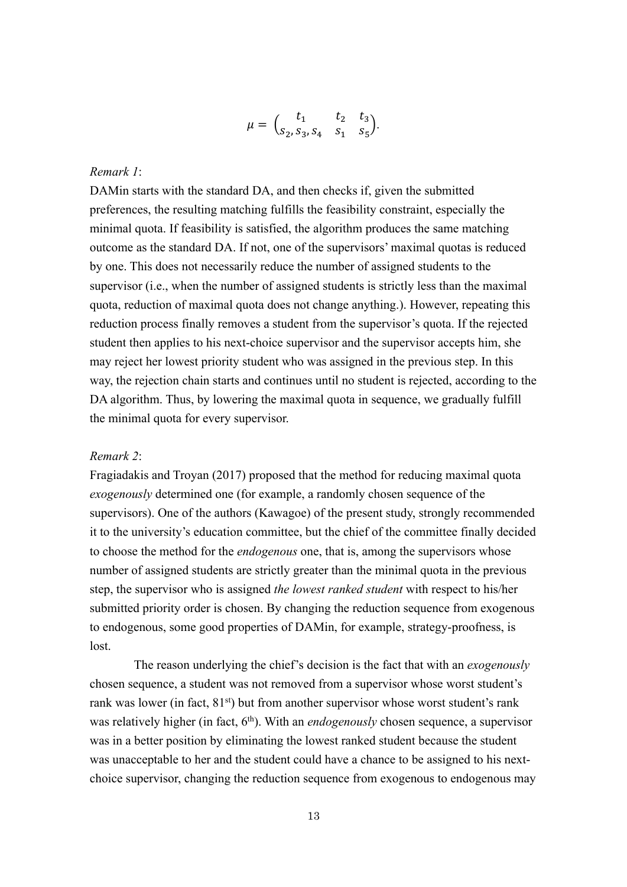$$\mu = \begin{pmatrix} t_1 & t_2 & t_3 \\ s_2, s_3, s_4 & s_1 & s_5 \end{pmatrix}.$$

*Remark 1*:

DAMin starts with the standard DA, and then checks if, given the submitted preferences, the resulting matching fulfills the feasibility constraint, especially the minimal quota. If feasibility is satisfied, the algorithm produces the same matching outcome as the standard DA. If not, one of the supervisors' maximal quotas is reduced by one. This does not necessarily reduce the number of assigned students to the supervisor (i.e., when the number of assigned students is strictly less than the maximal quota, reduction of maximal quota does not change anything.). However, repeating this reduction process finally removes a student from the supervisor's quota. If the rejected student then applies to his next-choice supervisor and the supervisor accepts him, she may reject her lowest priority student who was assigned in the previous step. In this way, the rejection chain starts and continues until no student is rejected, according to the DA algorithm. Thus, by lowering the maximal quota in sequence, we gradually fulfill the minimal quota for every supervisor.

*Remark 2*:

Fragiadakis and Troyan (2017) proposed that the method for reducing maximal quota *exogenously* determined one (for example, a randomly chosen sequence of the supervisors). One of the authors (Kawagoe) of the present study, strongly recommended it to the university's education committee, but the chief of the committee finally decided to choose the method for the *endogenous* one, that is, among the supervisors whose number of assigned students are strictly greater than the minimal quota in the previous step, the supervisor who is assigned *the lowest ranked student* with respect to his/her submitted priority order is chosen. By changing the reduction sequence from exogenous to endogenous, some good properties of DAMin, for example, strategy-proofness, is lost.

The reason underlying the chief's decision is the fact that with an *exogenously* chosen sequence, a student was not removed from a supervisor whose worst student's rank was lower (in fact, 81st) but from another supervisor whose worst student's rank was relatively higher (in fact, 6th). With an *endogenously* chosen sequence, a supervisor was in a better position by eliminating the lowest ranked student because the student was unacceptable to her and the student could have a chance to be assigned to his next-choice supervisor, changing the reduction sequence from exogenous to endogenous may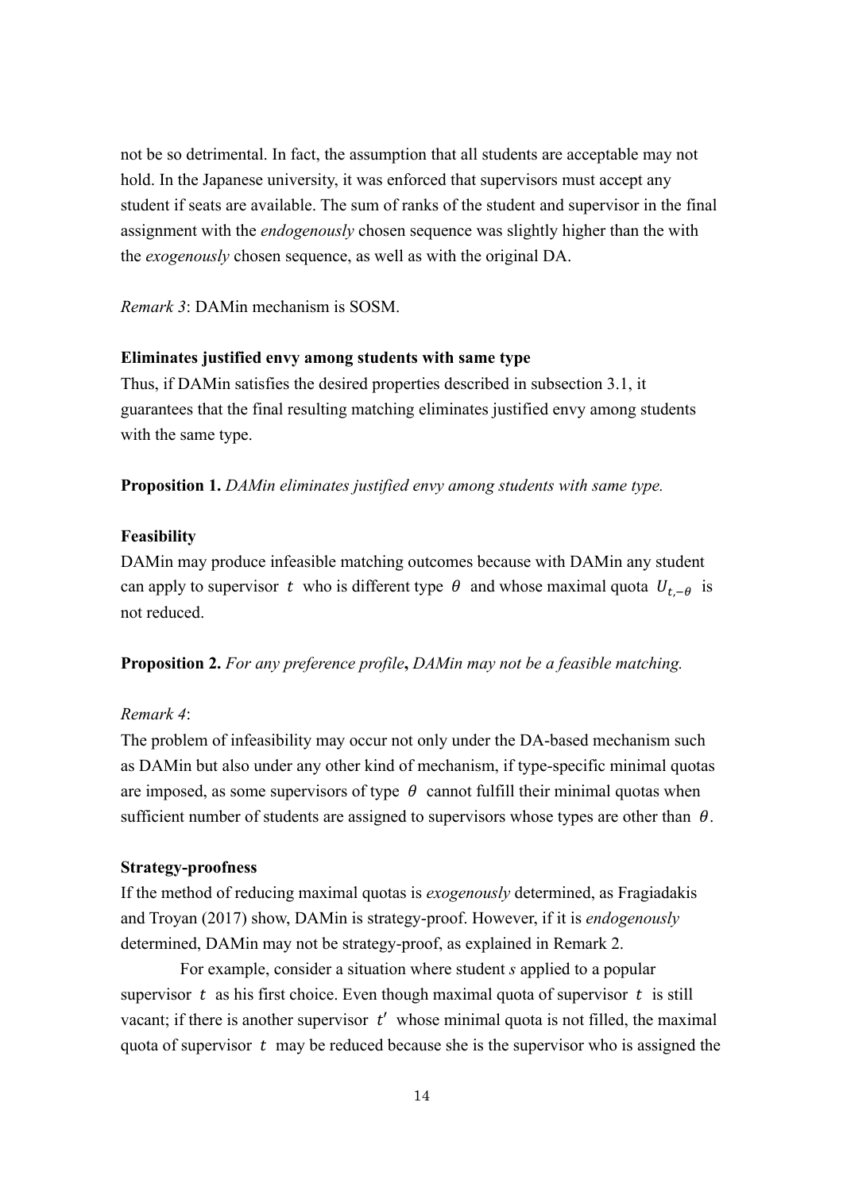not be so detrimental. In fact, the assumption that all students are acceptable may not hold. In the Japanese university, it was enforced that supervisors must accept any student if seats are available. The sum of ranks of the student and supervisor in the final assignment with the *endogenously* chosen sequence was slightly higher than the with the *exogenously* chosen sequence, as well as with the original DA.

*Remark 3*: DAMin mechanism is SOSM.

**Eliminates justified envy among students with same type**

Thus, if DAMin satisfies the desired properties described in subsection 3.1, it guarantees that the final resulting matching eliminates justified envy among students with the same type.

**Proposition 1.** *DAMin eliminates justified envy among students with same type.*

**Feasibility**

DAMin may produce infeasible matching outcomes because with DAMin any student can apply to supervisor $t$ who is different type $\theta$ and whose maximal quota $U_{t,-\theta}$ is not reduced.

**Proposition 2.** *For any preference profile***,** *DAMin may not be a feasible matching.*

*Remark 4*:

The problem of infeasibility may occur not only under the DA-based mechanism such as DAMin but also under any other kind of mechanism, if type-specific minimal quotas are imposed, as some supervisors of type $\theta$ cannot fulfill their minimal quotas when sufficient number of students are assigned to supervisors whose types are other than $\theta$.

**Strategy-proofness**

If the method of reducing maximal quotas is *exogenously* determined, as Fragiadakis and Troyan (2017) show, DAMin is strategy-proof. However, if it is *endogenously* determined, DAMin may not be strategy-proof, as explained in Remark 2.

For example, consider a situation where student *s* applied to a popular supervisor $t$ as his first choice. Even though maximal quota of supervisor $t$ is still vacant; if there is another supervisor $t'$ whose minimal quota is not filled, the maximal quota of supervisor $t$ may be reduced because she is the supervisor who is assigned the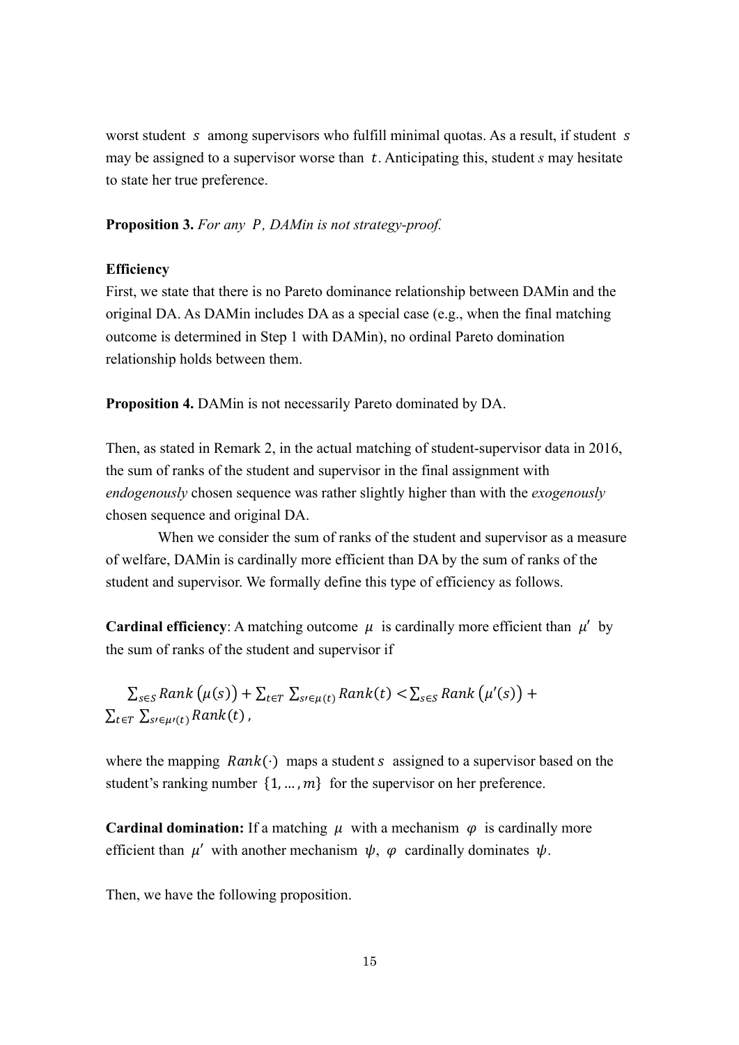worst student $s$ among supervisors who fulfill minimal quotas. As a result, if student $s$ may be assigned to a supervisor worse than $t$. Anticipating this, student *s* may hesitate to state her true preference.

**Proposition 3.** *For any $P$, DAMin is not strategy-proof.*

**Efficiency**

First, we state that there is no Pareto dominance relationship between DAMin and the original DA. As DAMin includes DA as a special case (e.g., when the final matching outcome is determined in Step 1 with DAMin), no ordinal Pareto domination relationship holds between them.

**Proposition 4.** DAMin is not necessarily Pareto dominated by DA.

Then, as stated in Remark 2, in the actual matching of student-supervisor data in 2016, the sum of ranks of the student and supervisor in the final assignment with *endogenously* chosen sequence was rather slightly higher than with the *exogenously* chosen sequence and original DA.

When we consider the sum of ranks of the student and supervisor as a measure of welfare, DAMin is cardinally more efficient than DA by the sum of ranks of the student and supervisor. We formally define this type of efficiency as follows.

**Cardinal efficiency**: A matching outcome $\mu$ is cardinally more efficient than $\mu'$ by the sum of ranks of the student and supervisor if

$$\sum_{s \in S} Rank\left(\mu(s)\right) + \sum_{t \in T} \sum_{s' \in \mu(t)} Rank(t) < \sum_{s \in S} Rank\left(\mu'(s)\right) + \sum_{t \in T} \sum_{s' \in \mu'(t)} Rank(t),$$

where the mapping $Rank(\cdot)$ maps a student $s$ assigned to a supervisor based on the student's ranking number $\{1, \ldots, m\}$ for the supervisor on her preference.

**Cardinal domination:** If a matching $\mu$ with a mechanism $\varphi$ is cardinally more efficient than $\mu'$ with another mechanism $\psi$, $\varphi$ cardinally dominates $\psi$.

Then, we have the following proposition.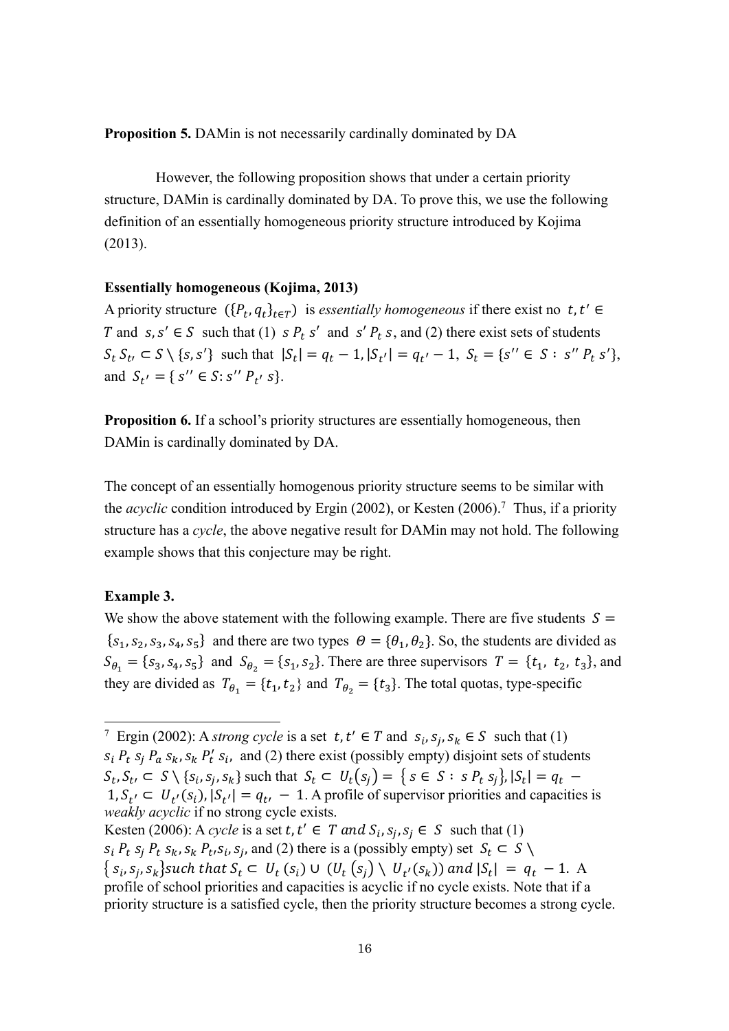**Proposition 5.** DAMin is not necessarily cardinally dominated by DA

However, the following proposition shows that under a certain priority structure, DAMin is cardinally dominated by DA. To prove this, we use the following definition of an essentially homogeneous priority structure introduced by Kojima (2013).

**Essentially homogeneous (Kojima, 2013)**

A priority structure $(\{P_t, q_t\}_{t \in T})$ is *essentially homogeneous* if there exist no $t, t' \in T$ and $s, s' \in S$ such that (1) $s\ P_t\ s'$ and $s'\ P_t\ s$, and (2) there exist sets of students $S_t\ S_{t'} \subset S \setminus \{s, s'\}$ such that $|S_t| = q_t - 1, |S_{t'}| = q_{t'} - 1,\ S_t = \{s'' \in S : s''\ P_t\ s'\}$, and $S_{t'} = \{s'' \in S : s''\ P_{t'}\ s\}$.

**Proposition 6.** If a school's priority structures are essentially homogeneous, then DAMin is cardinally dominated by DA.

The concept of an essentially homogenous priority structure seems to be similar with the *acyclic* condition introduced by Ergin (2002), or Kesten (2006).[7] Thus, if a priority structure has a *cycle*, the above negative result for DAMin may not hold. The following example shows that this conjecture may be right.

**Example 3.**

We show the above statement with the following example. There are five students $S = \{s_1, s_2, s_3, s_4, s_5\}$ and there are two types $\Theta = \{\theta_1, \theta_2\}$. So, the students are divided as $S_{\theta_1} = \{s_3, s_4, s_5\}$ and $S_{\theta_2} = \{s_1, s_2\}$. There are three supervisors $T = \{t_1, t_2, t_3\}$, and they are divided as $T_{\theta_1} = \{t_1, t_2\}$ and $T_{\theta_2} = \{t_3\}$. The total quotas, type-specific

[7] Ergin (2002): A *strong cycle* is a set $t, t' \in T$ and $s_i, s_j, s_k \in S$ such that (1) $s_i\ P_t\ s_j\ P_a\ s_k, s_k\ P_t'\ s_i$, and (2) there exist (possibly empty) disjoint sets of students $S_t, S_{t'} \subset S \setminus \{s_i, s_j, s_k\}$ such that $S_t \subset U_t(s_j) = \{s \in S : s\ P_t\ s_j\}, |S_t| = q_t - 1, S_{t'} \subset U_{t'}(s_i), |S_{t'}| = q_{t'} - 1$. A profile of supervisor priorities and capacities is *weakly acyclic* if no strong cycle exists.
Kesten (2006): A *cycle* is a set $t, t' \in T$ and $S_i, s_j, s_j \in S$ such that (1) $s_i\ P_t\ s_j\ P_t\ s_k, s_k\ P_{t'} s_i, s_j$, and (2) there is a (possibly empty) set $S_t \subset S \setminus \{s_i, s_j, s_k\}$ such that $S_t \subset U_t(s_i) \cup (U_t(s_j) \setminus U_{t'}(s_k))$ and $|S_t| = q_t - 1$. A profile of school priorities and capacities is acyclic if no cycle exists. Note that if a priority structure is a satisfied cycle, then the priority structure becomes a strong cycle.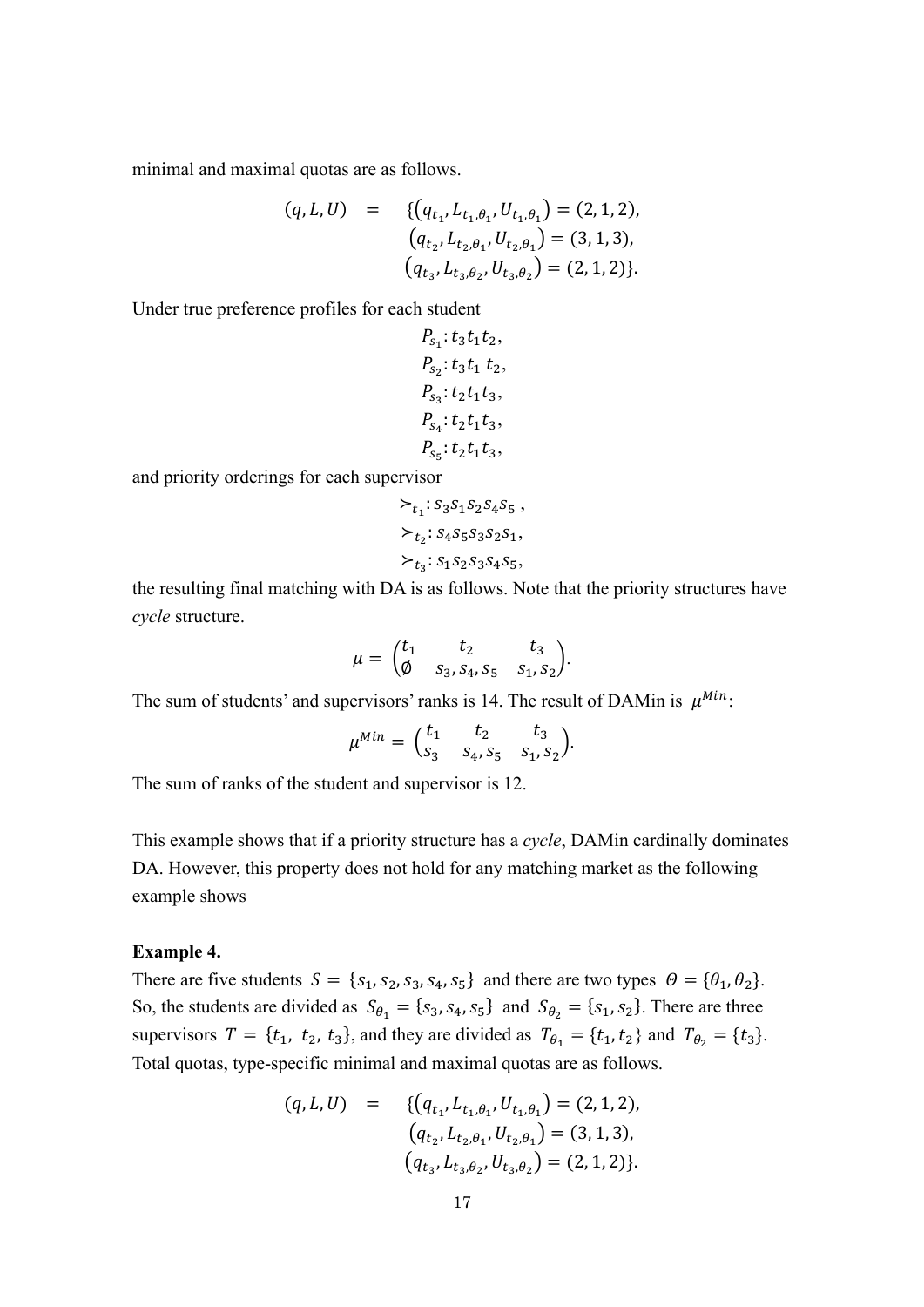minimal and maximal quotas are as follows.

$$
\begin{aligned}
(q, L, U) \quad = \quad & \{(q_{t_1}, L_{t_1,\theta_1}, U_{t_1,\theta_1}) = (2, 1, 2), \\
& (q_{t_2}, L_{t_2,\theta_1}, U_{t_2,\theta_1}) = (3, 1, 3), \\
& (q_{t_3}, L_{t_3,\theta_2}, U_{t_3,\theta_2}) = (2, 1, 2)\}.
\end{aligned}
$$

Under true preference profiles for each student

$$
\begin{aligned}
&P_{s_1}: t_3 t_1 t_2, \\
&P_{s_2}: t_3 t_1\ t_2, \\
&P_{s_3}: t_2 t_1 t_3, \\
&P_{s_4}: t_2 t_1 t_3, \\
&P_{s_5}: t_2 t_1 t_3,
\end{aligned}
$$

and priority orderings for each supervisor

$$
\begin{aligned}
&\succ_{t_1}: s_3 s_1 s_2 s_4 s_5\ , \\
&\succ_{t_2}: s_4 s_5 s_3 s_2 s_1, \\
&\succ_{t_3}: s_1 s_2 s_3 s_4 s_5,
\end{aligned}
$$

the resulting final matching with DA is as follows. Note that the priority structures have *cycle* structure.

$$
\mu = \begin{pmatrix} t_1 & t_2 & t_3 \\ \emptyset & s_3, s_4, s_5 & s_1, s_2 \end{pmatrix}.
$$

The sum of students' and supervisors' ranks is 14. The result of DAMin is $\mu^{Min}$:

$$
\mu^{Min} = \begin{pmatrix} t_1 & t_2 & t_3 \\ s_3 & s_4, s_5 & s_1, s_2 \end{pmatrix}.
$$

The sum of ranks of the student and supervisor is 12.

This example shows that if a priority structure has a *cycle*, DAMin cardinally dominates DA. However, this property does not hold for any matching market as the following example shows

**Example 4.**

There are five students $S = \{s_1, s_2, s_3, s_4, s_5\}$ and there are two types $\Theta = \{\theta_1, \theta_2\}$. So, the students are divided as $S_{\theta_1} = \{s_3, s_4, s_5\}$ and $S_{\theta_2} = \{s_1, s_2\}$. There are three supervisors $T = \{t_1,\ t_2,\ t_3\}$, and they are divided as $T_{\theta_1} = \{t_1, t_2\}$ and $T_{\theta_2} = \{t_3\}$. Total quotas, type-specific minimal and maximal quotas are as follows.

$$
\begin{aligned}
(q, L, U) \quad = \quad & \{(q_{t_1}, L_{t_1,\theta_1}, U_{t_1,\theta_1}) = (2, 1, 2), \\
& (q_{t_2}, L_{t_2,\theta_1}, U_{t_2,\theta_1}) = (3, 1, 3), \\
& (q_{t_3}, L_{t_3,\theta_2}, U_{t_3,\theta_2}) = (2, 1, 2)\}.
\end{aligned}
$$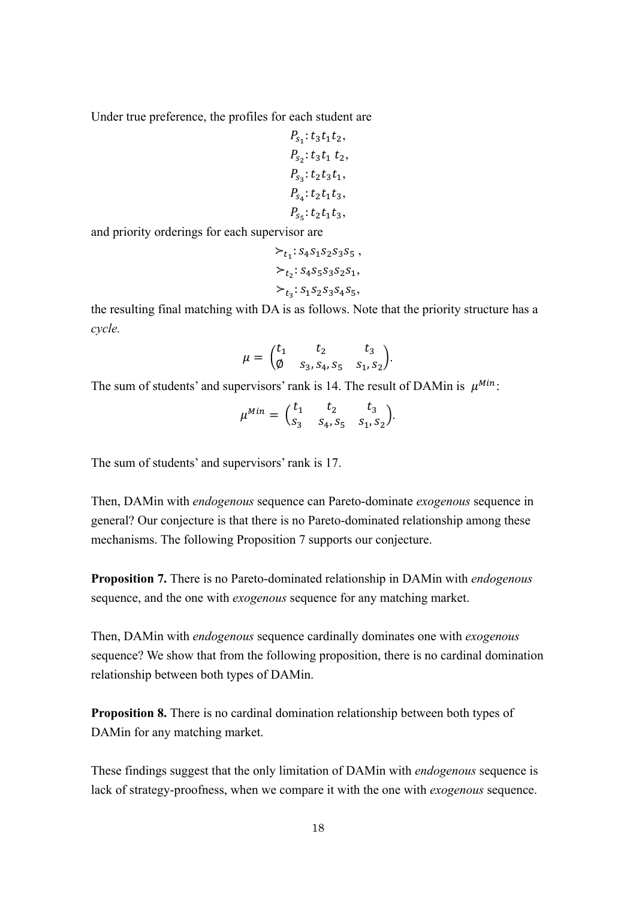Under true preference, the profiles for each student are

$$P_{s_1}: t_3 t_1 t_2,$$
$$P_{s_2}: t_3 t_1\ t_2,$$
$$P_{s_3}: t_2 t_3 t_1,$$
$$P_{s_4}: t_2 t_1 t_3,$$
$$P_{s_5}: t_2 t_1 t_3,$$

and priority orderings for each supervisor are

$$\succ_{t_1}: s_4 s_1 s_2 s_3 s_5\ ,$$
$$\succ_{t_2}: s_4 s_5 s_3 s_2 s_1,$$
$$\succ_{t_3}: s_1 s_2 s_3 s_4 s_5,$$

the resulting final matching with DA is as follows. Note that the priority structure has a *cycle.*

$$\mu = \begin{pmatrix} t_1 & t_2 & t_3 \\ \emptyset & s_3, s_4, s_5 & s_1, s_2 \end{pmatrix}.$$

The sum of students' and supervisors' rank is 14. The result of DAMin is $\mu^{Min}$:

$$\mu^{Min} = \begin{pmatrix} t_1 & t_2 & t_3 \\ s_3 & s_4, s_5 & s_1, s_2 \end{pmatrix}.$$

The sum of students' and supervisors' rank is 17.

Then, DAMin with *endogenous* sequence can Pareto-dominate *exogenous* sequence in general? Our conjecture is that there is no Pareto-dominated relationship among these mechanisms. The following Proposition 7 supports our conjecture.

**Proposition 7.** There is no Pareto-dominated relationship in DAMin with *endogenous* sequence, and the one with *exogenous* sequence for any matching market.

Then, DAMin with *endogenous* sequence cardinally dominates one with *exogenous* sequence? We show that from the following proposition, there is no cardinal domination relationship between both types of DAMin.

**Proposition 8.** There is no cardinal domination relationship between both types of DAMin for any matching market.

These findings suggest that the only limitation of DAMin with *endogenous* sequence is lack of strategy-proofness, when we compare it with the one with *exogenous* sequence.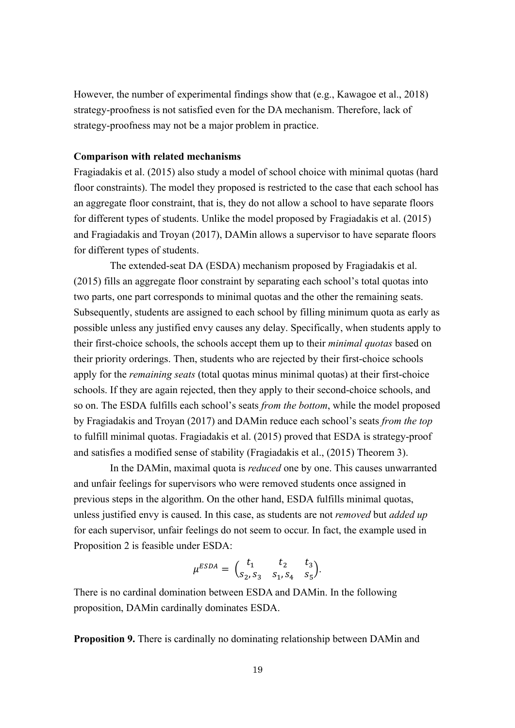However, the number of experimental findings show that (e.g., Kawagoe et al., 2018) strategy-proofness is not satisfied even for the DA mechanism. Therefore, lack of strategy-proofness may not be a major problem in practice.

**Comparison with related mechanisms**

Fragiadakis et al. (2015) also study a model of school choice with minimal quotas (hard floor constraints). The model they proposed is restricted to the case that each school has an aggregate floor constraint, that is, they do not allow a school to have separate floors for different types of students. Unlike the model proposed by Fragiadakis et al. (2015) and Fragiadakis and Troyan (2017), DAMin allows a supervisor to have separate floors for different types of students.

The extended-seat DA (ESDA) mechanism proposed by Fragiadakis et al. (2015) fills an aggregate floor constraint by separating each school's total quotas into two parts, one part corresponds to minimal quotas and the other the remaining seats. Subsequently, students are assigned to each school by filling minimum quota as early as possible unless any justified envy causes any delay. Specifically, when students apply to their first-choice schools, the schools accept them up to their *minimal quotas* based on their priority orderings. Then, students who are rejected by their first-choice schools apply for the *remaining seats* (total quotas minus minimal quotas) at their first-choice schools. If they are again rejected, then they apply to their second-choice schools, and so on. The ESDA fulfills each school's seats *from the bottom*, while the model proposed by Fragiadakis and Troyan (2017) and DAMin reduce each school's seats *from the top* to fulfill minimal quotas. Fragiadakis et al. (2015) proved that ESDA is strategy-proof and satisfies a modified sense of stability (Fragiadakis et al., (2015) Theorem 3).

In the DAMin, maximal quota is *reduced* one by one. This causes unwarranted and unfair feelings for supervisors who were removed students once assigned in previous steps in the algorithm. On the other hand, ESDA fulfills minimal quotas, unless justified envy is caused. In this case, as students are not *removed* but *added up* for each supervisor, unfair feelings do not seem to occur. In fact, the example used in Proposition 2 is feasible under ESDA:

$$\mu^{ESDA} = \begin{pmatrix} t_1 & t_2 & t_3 \\ s_2, s_3 & s_1, s_4 & s_5 \end{pmatrix}.$$

There is no cardinal domination between ESDA and DAMin. In the following proposition, DAMin cardinally dominates ESDA.

**Proposition 9.** There is cardinally no dominating relationship between DAMin and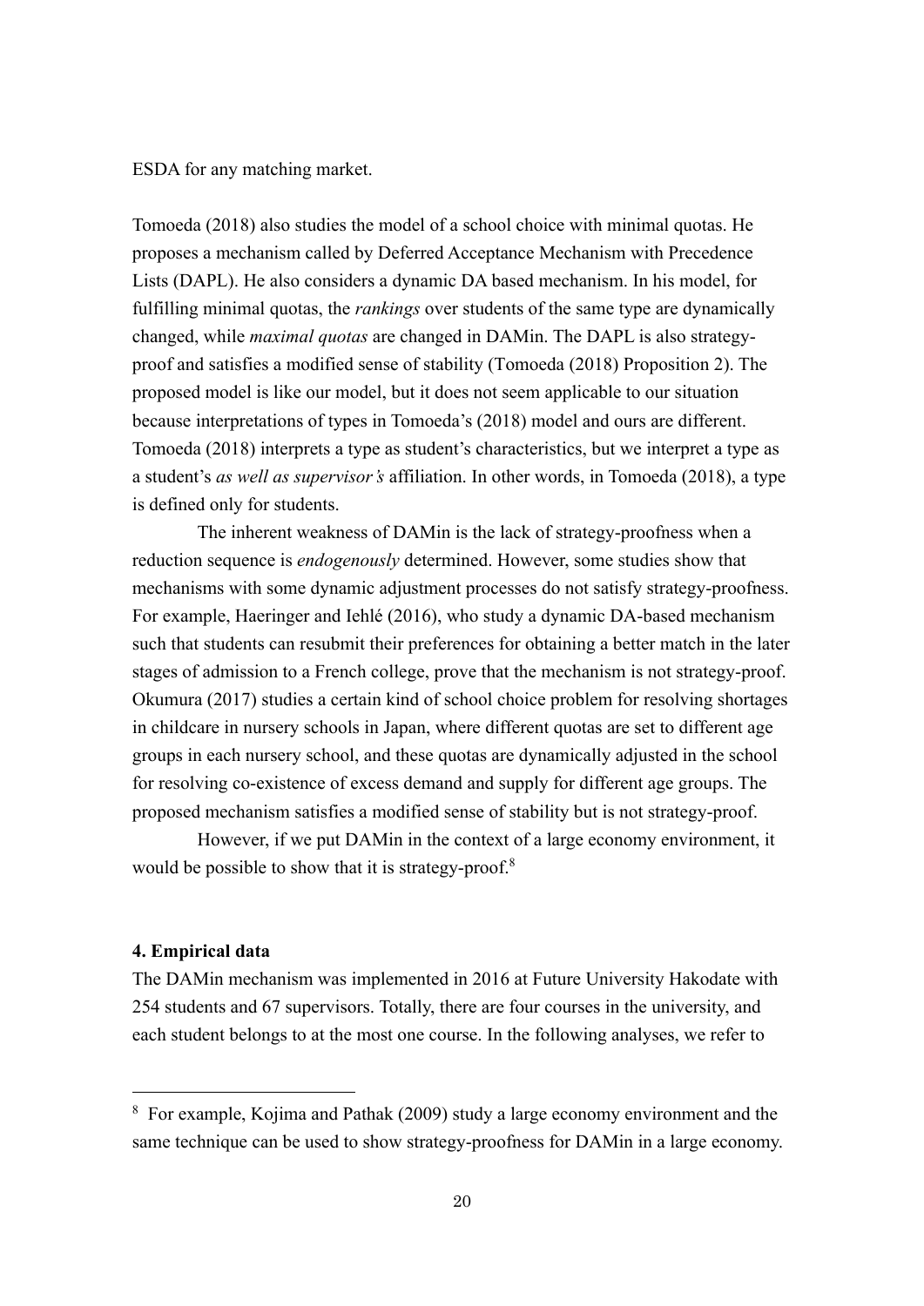ESDA for any matching market.

Tomoeda (2018) also studies the model of a school choice with minimal quotas. He proposes a mechanism called by Deferred Acceptance Mechanism with Precedence Lists (DAPL). He also considers a dynamic DA based mechanism. In his model, for fulfilling minimal quotas, the *rankings* over students of the same type are dynamically changed, while *maximal quotas* are changed in DAMin. The DAPL is also strategy-proof and satisfies a modified sense of stability (Tomoeda (2018) Proposition 2). The proposed model is like our model, but it does not seem applicable to our situation because interpretations of types in Tomoeda's (2018) model and ours are different. Tomoeda (2018) interprets a type as student's characteristics, but we interpret a type as a student's *as well as supervisor's* affiliation. In other words, in Tomoeda (2018), a type is defined only for students.

The inherent weakness of DAMin is the lack of strategy-proofness when a reduction sequence is *endogenously* determined. However, some studies show that mechanisms with some dynamic adjustment processes do not satisfy strategy-proofness. For example, Haeringer and Iehlé (2016), who study a dynamic DA-based mechanism such that students can resubmit their preferences for obtaining a better match in the later stages of admission to a French college, prove that the mechanism is not strategy-proof. Okumura (2017) studies a certain kind of school choice problem for resolving shortages in childcare in nursery schools in Japan, where different quotas are set to different age groups in each nursery school, and these quotas are dynamically adjusted in the school for resolving co-existence of excess demand and supply for different age groups. The proposed mechanism satisfies a modified sense of stability but is not strategy-proof.

However, if we put DAMin in the context of a large economy environment, it would be possible to show that it is strategy-proof.[8]

**4. Empirical data**

The DAMin mechanism was implemented in 2016 at Future University Hakodate with 254 students and 67 supervisors. Totally, there are four courses in the university, and each student belongs to at the most one course. In the following analyses, we refer to

[8] For example, Kojima and Pathak (2009) study a large economy environment and the same technique can be used to show strategy-proofness for DAMin in a large economy.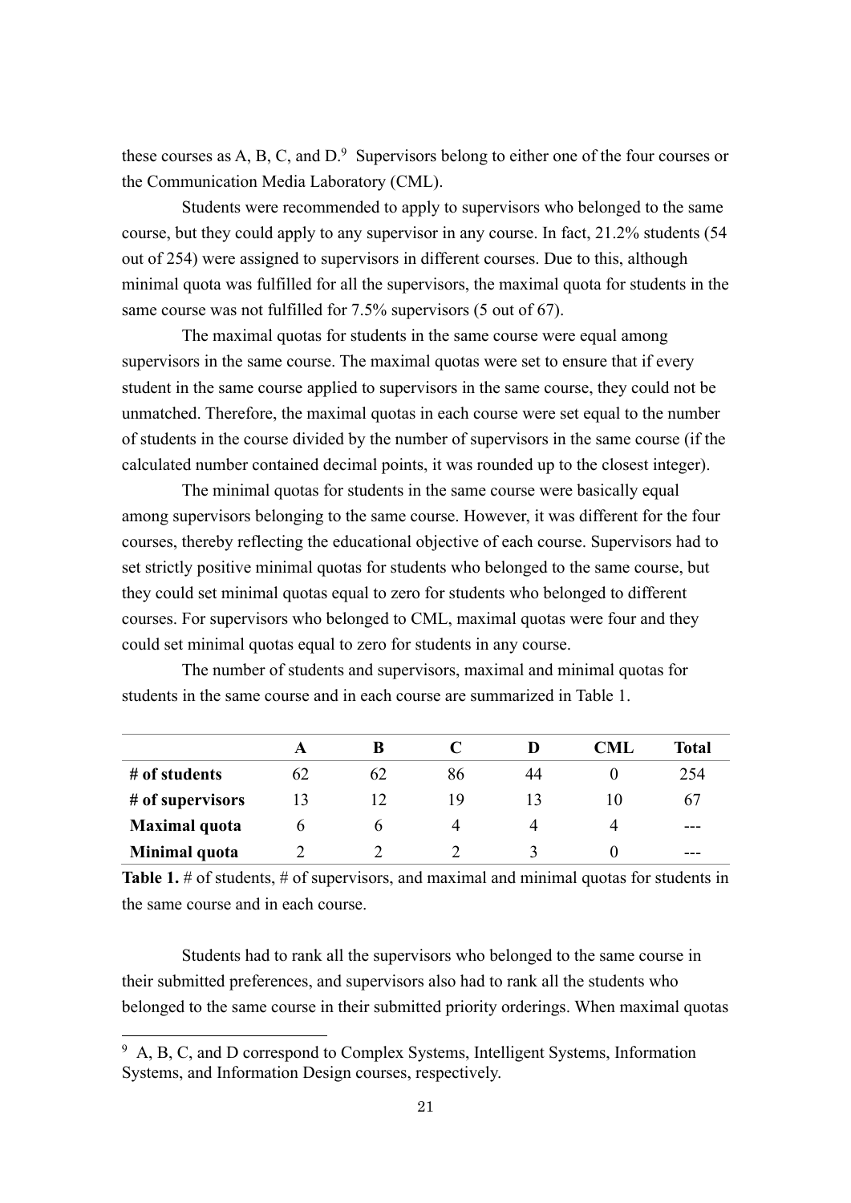these courses as A, B, C, and D.[9] Supervisors belong to either one of the four courses or the Communication Media Laboratory (CML).

Students were recommended to apply to supervisors who belonged to the same course, but they could apply to any supervisor in any course. In fact, 21.2% students (54 out of 254) were assigned to supervisors in different courses. Due to this, although minimal quota was fulfilled for all the supervisors, the maximal quota for students in the same course was not fulfilled for 7.5% supervisors (5 out of 67).

The maximal quotas for students in the same course were equal among supervisors in the same course. The maximal quotas were set to ensure that if every student in the same course applied to supervisors in the same course, they could not be unmatched. Therefore, the maximal quotas in each course were set equal to the number of students in the course divided by the number of supervisors in the same course (if the calculated number contained decimal points, it was rounded up to the closest integer).

The minimal quotas for students in the same course were basically equal among supervisors belonging to the same course. However, it was different for the four courses, thereby reflecting the educational objective of each course. Supervisors had to set strictly positive minimal quotas for students who belonged to the same course, but they could set minimal quotas equal to zero for students who belonged to different courses. For supervisors who belonged to CML, maximal quotas were four and they could set minimal quotas equal to zero for students in any course.

The number of students and supervisors, maximal and minimal quotas for students in the same course and in each course are summarized in Table 1.

| | A | B | C | D | CML | Total |
|---|---|---|---|---|---|---|
| **# of students** | 62 | 62 | 86 | 44 | 0 | 254 |
| **# of supervisors** | 13 | 12 | 19 | 13 | 10 | 67 |
| **Maximal quota** | 6 | 6 | 4 | 4 | 4 | --- |
| **Minimal quota** | 2 | 2 | 2 | 3 | 0 | --- |

**Table 1.** # of students, # of supervisors, and maximal and minimal quotas for students in the same course and in each course.

Students had to rank all the supervisors who belonged to the same course in their submitted preferences, and supervisors also had to rank all the students who belonged to the same course in their submitted priority orderings. When maximal quotas

[9] A, B, C, and D correspond to Complex Systems, Intelligent Systems, Information Systems, and Information Design courses, respectively.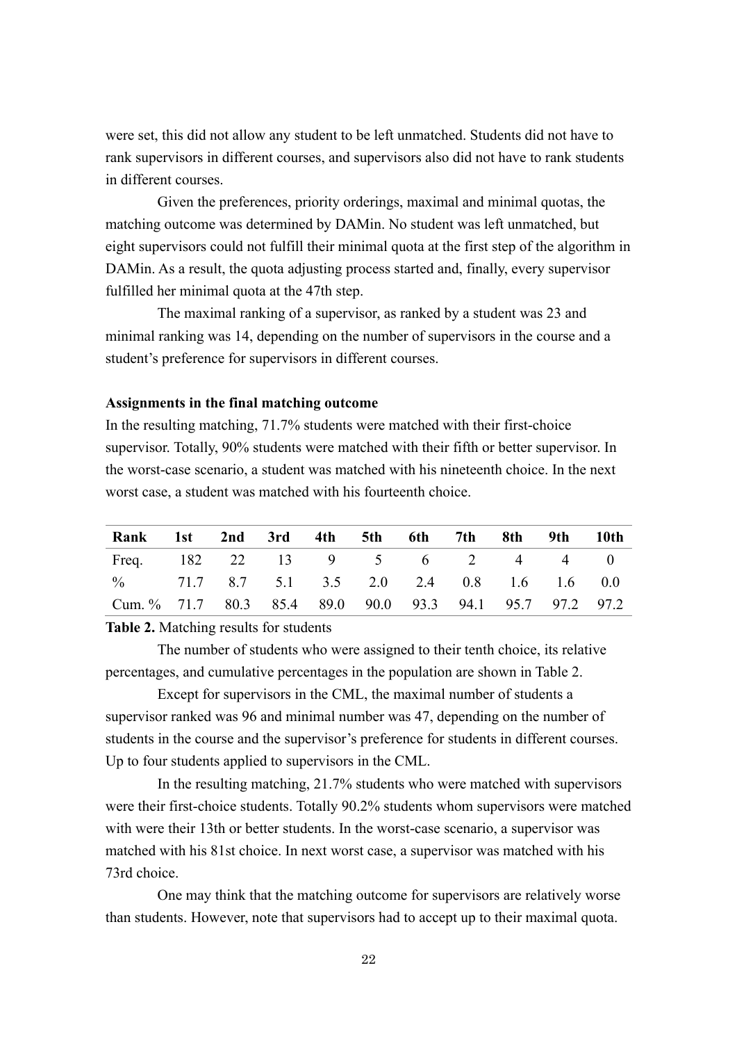were set, this did not allow any student to be left unmatched. Students did not have to rank supervisors in different courses, and supervisors also did not have to rank students in different courses.

Given the preferences, priority orderings, maximal and minimal quotas, the matching outcome was determined by DAMin. No student was left unmatched, but eight supervisors could not fulfill their minimal quota at the first step of the algorithm in DAMin. As a result, the quota adjusting process started and, finally, every supervisor fulfilled her minimal quota at the 47th step.

The maximal ranking of a supervisor, as ranked by a student was 23 and minimal ranking was 14, depending on the number of supervisors in the course and a student's preference for supervisors in different courses.

**Assignments in the final matching outcome**

In the resulting matching, 71.7% students were matched with their first-choice supervisor. Totally, 90% students were matched with their fifth or better supervisor. In the worst-case scenario, a student was matched with his nineteenth choice. In the next worst case, a student was matched with his fourteenth choice.

| Rank | 1st | 2nd | 3rd | 4th | 5th | 6th | 7th | 8th | 9th | 10th |
|---|---|---|---|---|---|---|---|---|---|---|
| Freq. | 182 | 22 | 13 | 9 | 5 | 6 | 2 | 4 | 4 | 0 |
| % | 71.7 | 8.7 | 5.1 | 3.5 | 2.0 | 2.4 | 0.8 | 1.6 | 1.6 | 0.0 |
| Cum. % | 71.7 | 80.3 | 85.4 | 89.0 | 90.0 | 93.3 | 94.1 | 95.7 | 97.2 | 97.2 |

**Table 2.** Matching results for students

The number of students who were assigned to their tenth choice, its relative percentages, and cumulative percentages in the population are shown in Table 2.

Except for supervisors in the CML, the maximal number of students a supervisor ranked was 96 and minimal number was 47, depending on the number of students in the course and the supervisor's preference for students in different courses. Up to four students applied to supervisors in the CML.

In the resulting matching, 21.7% students who were matched with supervisors were their first-choice students. Totally 90.2% students whom supervisors were matched with were their 13th or better students. In the worst-case scenario, a supervisor was matched with his 81st choice. In next worst case, a supervisor was matched with his 73rd choice.

One may think that the matching outcome for supervisors are relatively worse than students. However, note that supervisors had to accept up to their maximal quota.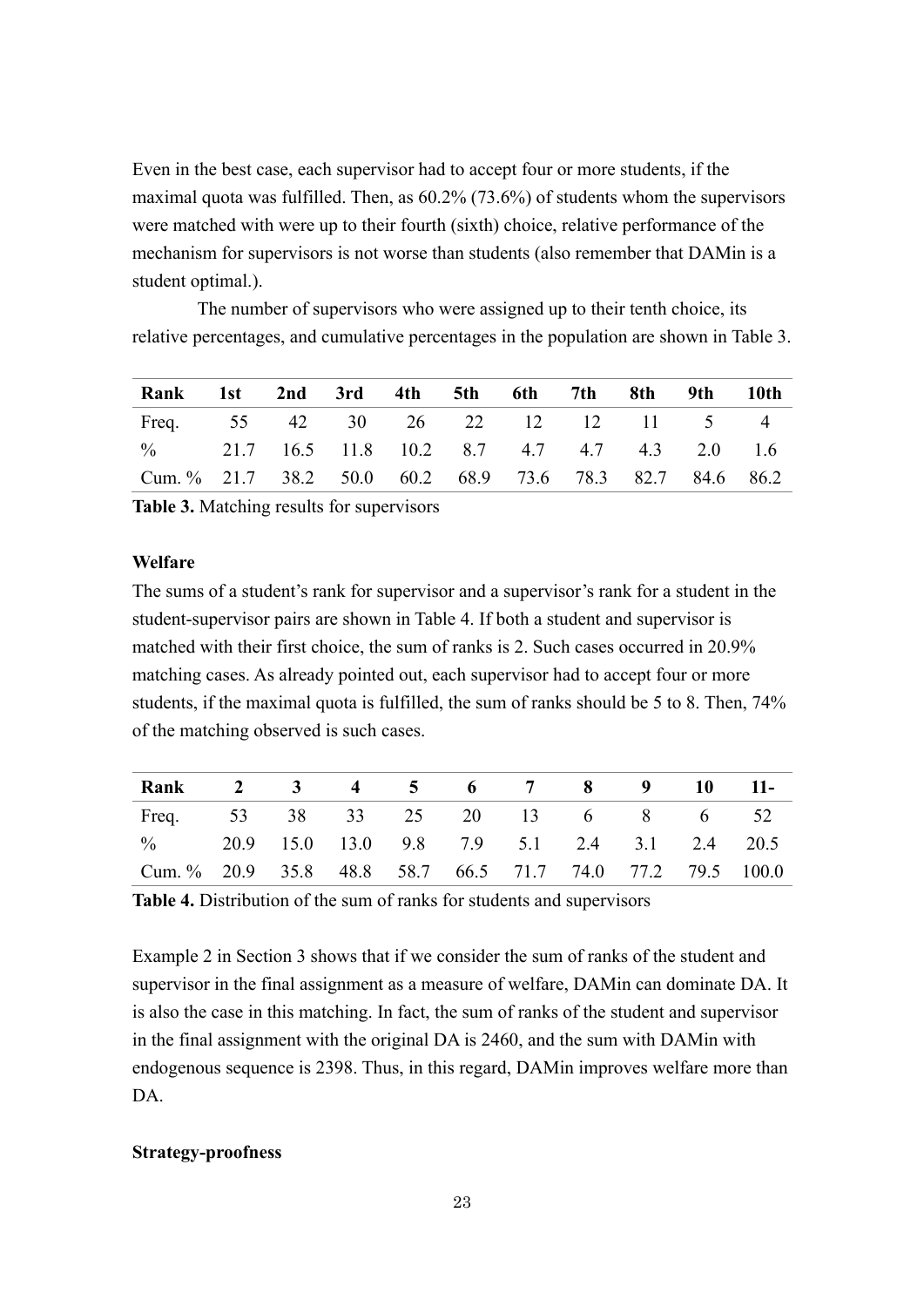Even in the best case, each supervisor had to accept four or more students, if the maximal quota was fulfilled. Then, as 60.2% (73.6%) of students whom the supervisors were matched with were up to their fourth (sixth) choice, relative performance of the mechanism for supervisors is not worse than students (also remember that DAMin is a student optimal.).

The number of supervisors who were assigned up to their tenth choice, its relative percentages, and cumulative percentages in the population are shown in Table 3.

| Rank | 1st | 2nd | 3rd | 4th | 5th | 6th | 7th | 8th | 9th | 10th |
|---|---|---|---|---|---|---|---|---|---|---|
| Freq. | 55 | 42 | 30 | 26 | 22 | 12 | 12 | 11 | 5 | 4 |
| % | 21.7 | 16.5 | 11.8 | 10.2 | 8.7 | 4.7 | 4.7 | 4.3 | 2.0 | 1.6 |
| Cum. % | 21.7 | 38.2 | 50.0 | 60.2 | 68.9 | 73.6 | 78.3 | 82.7 | 84.6 | 86.2 |

**Table 3.** Matching results for supervisors

**Welfare**

The sums of a student's rank for supervisor and a supervisor's rank for a student in the student-supervisor pairs are shown in Table 4. If both a student and supervisor is matched with their first choice, the sum of ranks is 2. Such cases occurred in 20.9% matching cases. As already pointed out, each supervisor had to accept four or more students, if the maximal quota is fulfilled, the sum of ranks should be 5 to 8. Then, 74% of the matching observed is such cases.

| Rank | 2 | 3 | 4 | 5 | 6 | 7 | 8 | 9 | 10 | 11- |
|---|---|---|---|---|---|---|---|---|---|---|
| Freq. | 53 | 38 | 33 | 25 | 20 | 13 | 6 | 8 | 6 | 52 |
| % | 20.9 | 15.0 | 13.0 | 9.8 | 7.9 | 5.1 | 2.4 | 3.1 | 2.4 | 20.5 |
| Cum. % | 20.9 | 35.8 | 48.8 | 58.7 | 66.5 | 71.7 | 74.0 | 77.2 | 79.5 | 100.0 |

**Table 4.** Distribution of the sum of ranks for students and supervisors

Example 2 in Section 3 shows that if we consider the sum of ranks of the student and supervisor in the final assignment as a measure of welfare, DAMin can dominate DA. It is also the case in this matching. In fact, the sum of ranks of the student and supervisor in the final assignment with the original DA is 2460, and the sum with DAMin with endogenous sequence is 2398. Thus, in this regard, DAMin improves welfare more than DA.

**Strategy-proofness**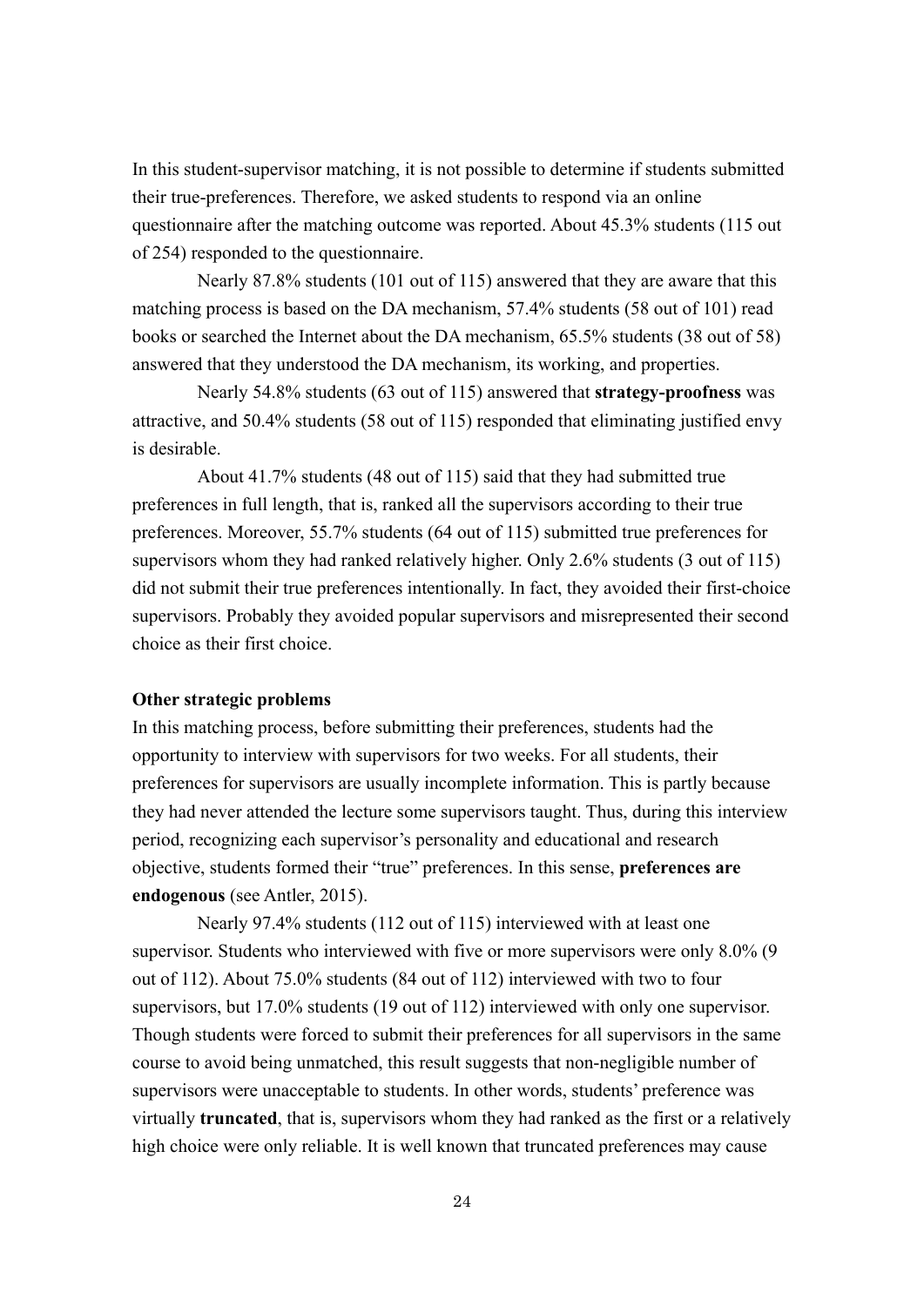In this student-supervisor matching, it is not possible to determine if students submitted their true-preferences. Therefore, we asked students to respond via an online questionnaire after the matching outcome was reported. About 45.3% students (115 out of 254) responded to the questionnaire.

Nearly 87.8% students (101 out of 115) answered that they are aware that this matching process is based on the DA mechanism, 57.4% students (58 out of 101) read books or searched the Internet about the DA mechanism, 65.5% students (38 out of 58) answered that they understood the DA mechanism, its working, and properties.

Nearly 54.8% students (63 out of 115) answered that **strategy-proofness** was attractive, and 50.4% students (58 out of 115) responded that eliminating justified envy is desirable.

About 41.7% students (48 out of 115) said that they had submitted true preferences in full length, that is, ranked all the supervisors according to their true preferences. Moreover, 55.7% students (64 out of 115) submitted true preferences for supervisors whom they had ranked relatively higher. Only 2.6% students (3 out of 115) did not submit their true preferences intentionally. In fact, they avoided their first-choice supervisors. Probably they avoided popular supervisors and misrepresented their second choice as their first choice.

**Other strategic problems**

In this matching process, before submitting their preferences, students had the opportunity to interview with supervisors for two weeks. For all students, their preferences for supervisors are usually incomplete information. This is partly because they had never attended the lecture some supervisors taught. Thus, during this interview period, recognizing each supervisor's personality and educational and research objective, students formed their "true" preferences. In this sense, **preferences are endogenous** (see Antler, 2015).

Nearly 97.4% students (112 out of 115) interviewed with at least one supervisor. Students who interviewed with five or more supervisors were only 8.0% (9 out of 112). About 75.0% students (84 out of 112) interviewed with two to four supervisors, but 17.0% students (19 out of 112) interviewed with only one supervisor. Though students were forced to submit their preferences for all supervisors in the same course to avoid being unmatched, this result suggests that non-negligible number of supervisors were unacceptable to students. In other words, students' preference was virtually **truncated**, that is, supervisors whom they had ranked as the first or a relatively high choice were only reliable. It is well known that truncated preferences may cause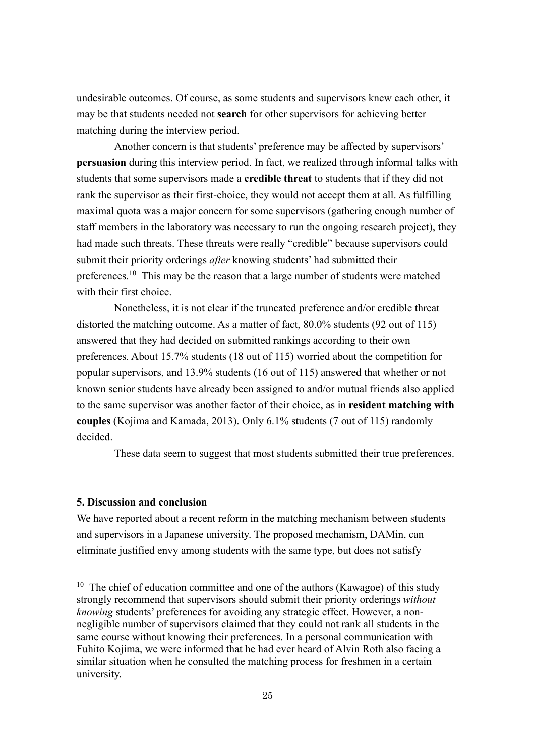undesirable outcomes. Of course, as some students and supervisors knew each other, it may be that students needed not **search** for other supervisors for achieving better matching during the interview period.

Another concern is that students' preference may be affected by supervisors' **persuasion** during this interview period. In fact, we realized through informal talks with students that some supervisors made a **credible threat** to students that if they did not rank the supervisor as their first-choice, they would not accept them at all. As fulfilling maximal quota was a major concern for some supervisors (gathering enough number of staff members in the laboratory was necessary to run the ongoing research project), they had made such threats. These threats were really "credible" because supervisors could submit their priority orderings *after* knowing students' had submitted their preferences.[10] This may be the reason that a large number of students were matched with their first choice.

Nonetheless, it is not clear if the truncated preference and/or credible threat distorted the matching outcome. As a matter of fact, 80.0% students (92 out of 115) answered that they had decided on submitted rankings according to their own preferences. About 15.7% students (18 out of 115) worried about the competition for popular supervisors, and 13.9% students (16 out of 115) answered that whether or not known senior students have already been assigned to and/or mutual friends also applied to the same supervisor was another factor of their choice, as in **resident matching with couples** (Kojima and Kamada, 2013). Only 6.1% students (7 out of 115) randomly decided.

These data seem to suggest that most students submitted their true preferences.

## 5. Discussion and conclusion

We have reported about a recent reform in the matching mechanism between students and supervisors in a Japanese university. The proposed mechanism, DAMin, can eliminate justified envy among students with the same type, but does not satisfy

---

[10] The chief of education committee and one of the authors (Kawagoe) of this study strongly recommend that supervisors should submit their priority orderings *without knowing* students' preferences for avoiding any strategic effect. However, a non-negligible number of supervisors claimed that they could not rank all students in the same course without knowing their preferences. In a personal communication with Fuhito Kojima, we were informed that he had ever heard of Alvin Roth also facing a similar situation when he consulted the matching process for freshmen in a certain university.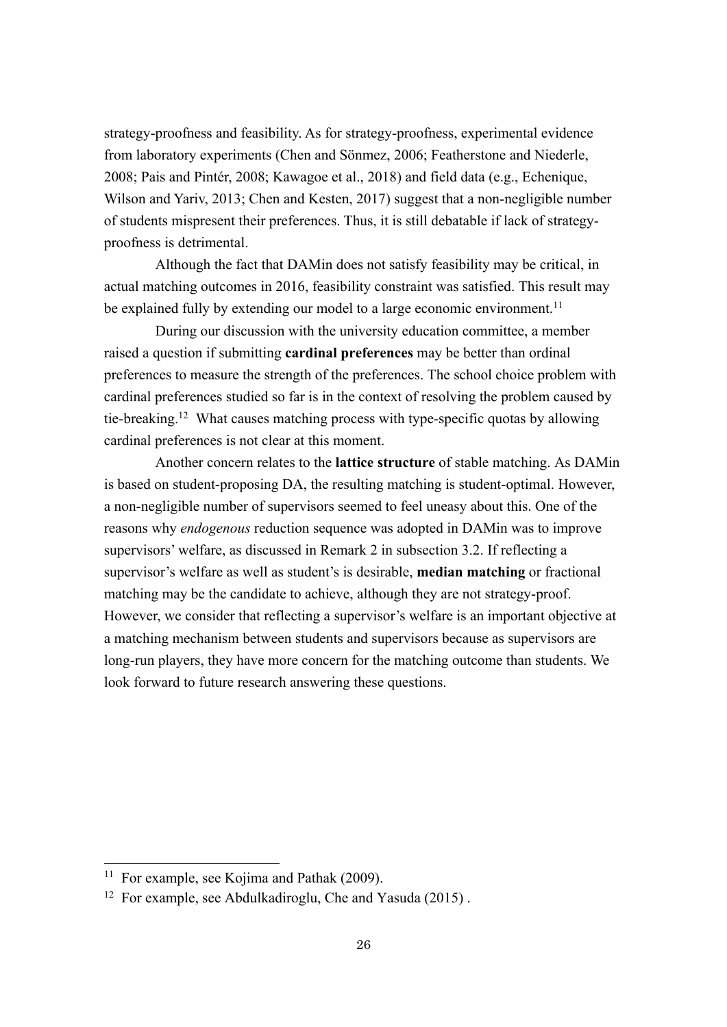strategy-proofness and feasibility. As for strategy-proofness, experimental evidence from laboratory experiments (Chen and Sönmez, 2006; Featherstone and Niederle, 2008; Pais and Pintér, 2008; Kawagoe et al., 2018) and field data (e.g., Echenique, Wilson and Yariv, 2013; Chen and Kesten, 2017) suggest that a non-negligible number of students mispresent their preferences. Thus, it is still debatable if lack of strategy-proofness is detrimental.

Although the fact that DAMin does not satisfy feasibility may be critical, in actual matching outcomes in 2016, feasibility constraint was satisfied. This result may be explained fully by extending our model to a large economic environment.[11]

During our discussion with the university education committee, a member raised a question if submitting **cardinal preferences** may be better than ordinal preferences to measure the strength of the preferences. The school choice problem with cardinal preferences studied so far is in the context of resolving the problem caused by tie-breaking.[12] What causes matching process with type-specific quotas by allowing cardinal preferences is not clear at this moment.

Another concern relates to the **lattice structure** of stable matching. As DAMin is based on student-proposing DA, the resulting matching is student-optimal. However, a non-negligible number of supervisors seemed to feel uneasy about this. One of the reasons why *endogenous* reduction sequence was adopted in DAMin was to improve supervisors' welfare, as discussed in Remark 2 in subsection 3.2. If reflecting a supervisor's welfare as well as student's is desirable, **median matching** or fractional matching may be the candidate to achieve, although they are not strategy-proof. However, we consider that reflecting a supervisor's welfare is an important objective at a matching mechanism between students and supervisors because as supervisors are long-run players, they have more concern for the matching outcome than students. We look forward to future research answering these questions.

---

[11] For example, see Kojima and Pathak (2009).

[12] For example, see Abdulkadiroglu, Che and Yasuda (2015) .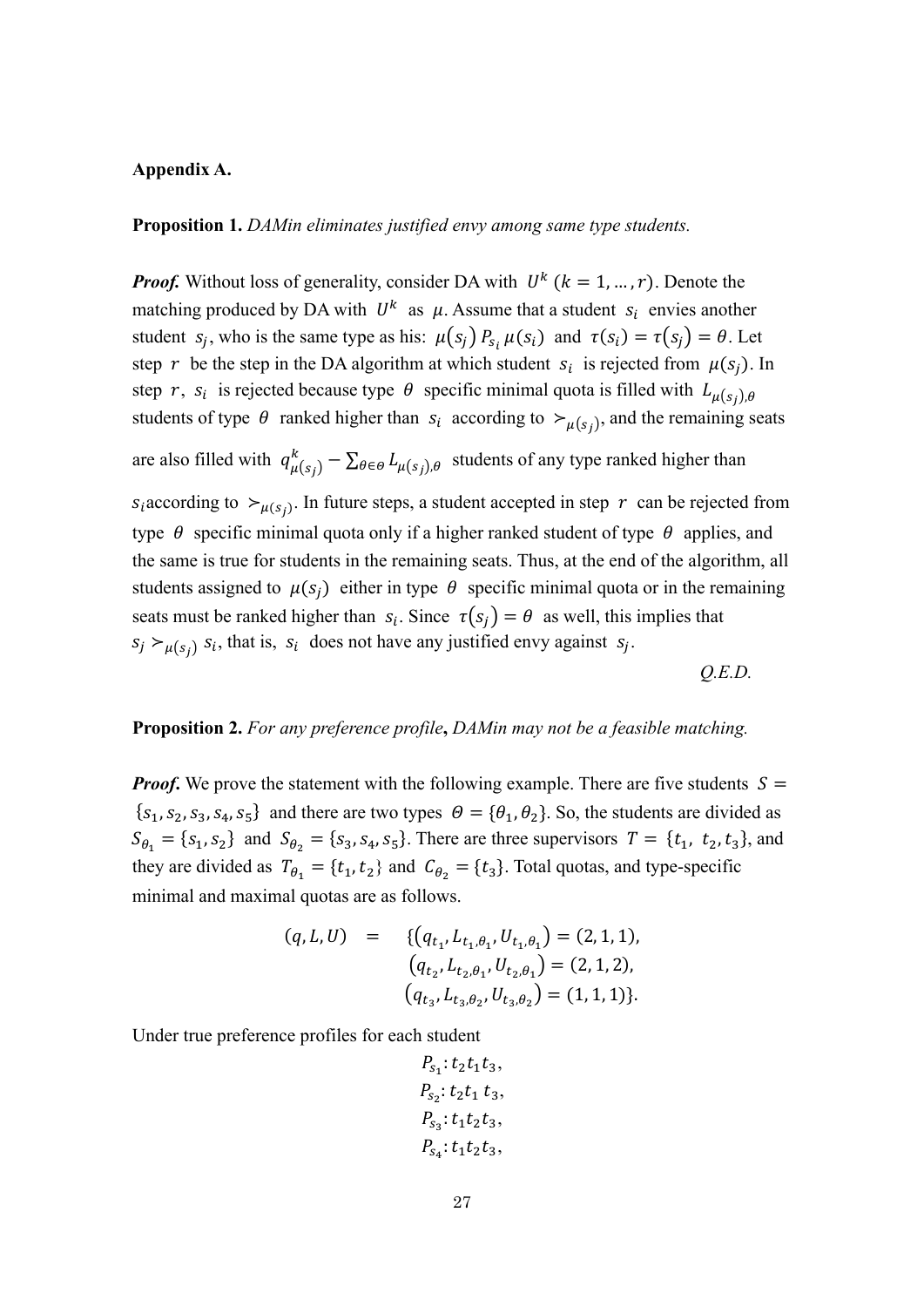**Appendix A.**

**Proposition 1.** *DAMin eliminates justified envy among same type students.*

***Proof.*** Without loss of generality, consider DA with $U^k$ $(k = 1, \dots, r)$. Denote the matching produced by DA with $U^k$ as $\mu$. Assume that a student $s_i$ envies another student $s_j$, who is the same type as his: $\mu(s_j)\, P_{s_i}\, \mu(s_i)$ and $\tau(s_i) = \tau(s_j) = \theta$. Let step $r$ be the step in the DA algorithm at which student $s_i$ is rejected from $\mu(s_j)$. In step $r$, $s_i$ is rejected because type $\theta$ specific minimal quota is filled with $L_{\mu(s_j),\theta}$ students of type $\theta$ ranked higher than $s_i$ according to $\succ_{\mu(s_j)}$, and the remaining seats are also filled with $q^k_{\mu(s_j)} - \sum_{\theta \in \Theta} L_{\mu(s_j),\theta}$ students of any type ranked higher than $s_i$according to $\succ_{\mu(s_j)}$. In future steps, a student accepted in step $r$ can be rejected from type $\theta$ specific minimal quota only if a higher ranked student of type $\theta$ applies, and the same is true for students in the remaining seats. Thus, at the end of the algorithm, all students assigned to $\mu(s_j)$ either in type $\theta$ specific minimal quota or in the remaining seats must be ranked higher than $s_i$. Since $\tau(s_j) = \theta$ as well, this implies that $s_j \succ_{\mu(s_j)} s_i$, that is, $s_i$ does not have any justified envy against $s_j$.

*Q.E.D.*

**Proposition 2.** *For any preference profile***,** *DAMin may not be a feasible matching.*

***Proof.*** We prove the statement with the following example. There are five students $S = \{s_1, s_2, s_3, s_4, s_5\}$ and there are two types $\Theta = \{\theta_1, \theta_2\}$. So, the students are divided as $S_{\theta_1} = \{s_1, s_2\}$ and $S_{\theta_2} = \{s_3, s_4, s_5\}$. There are three supervisors $T = \{t_1, t_2, t_3\}$, and they are divided as $T_{\theta_1} = \{t_1, t_2\}$ and $C_{\theta_2} = \{t_3\}$. Total quotas, and type-specific minimal and maximal quotas are as follows.

$$
\begin{aligned}
(q, L, U) \quad = \quad & \{(q_{t_1}, L_{t_1,\theta_1}, U_{t_1,\theta_1}) = (2, 1, 1), \\
& (q_{t_2}, L_{t_2,\theta_1}, U_{t_2,\theta_1}) = (2, 1, 2), \\
& (q_{t_3}, L_{t_3,\theta_2}, U_{t_3,\theta_2}) = (1, 1, 1)\}.
\end{aligned}
$$

Under true preference profiles for each student

$$
\begin{aligned}
&P_{s_1}: t_2 t_1 t_3, \\
&P_{s_2}: t_2 t_1\, t_3, \\
&P_{s_3}: t_1 t_2 t_3, \\
&P_{s_4}: t_1 t_2 t_3,
\end{aligned}
$$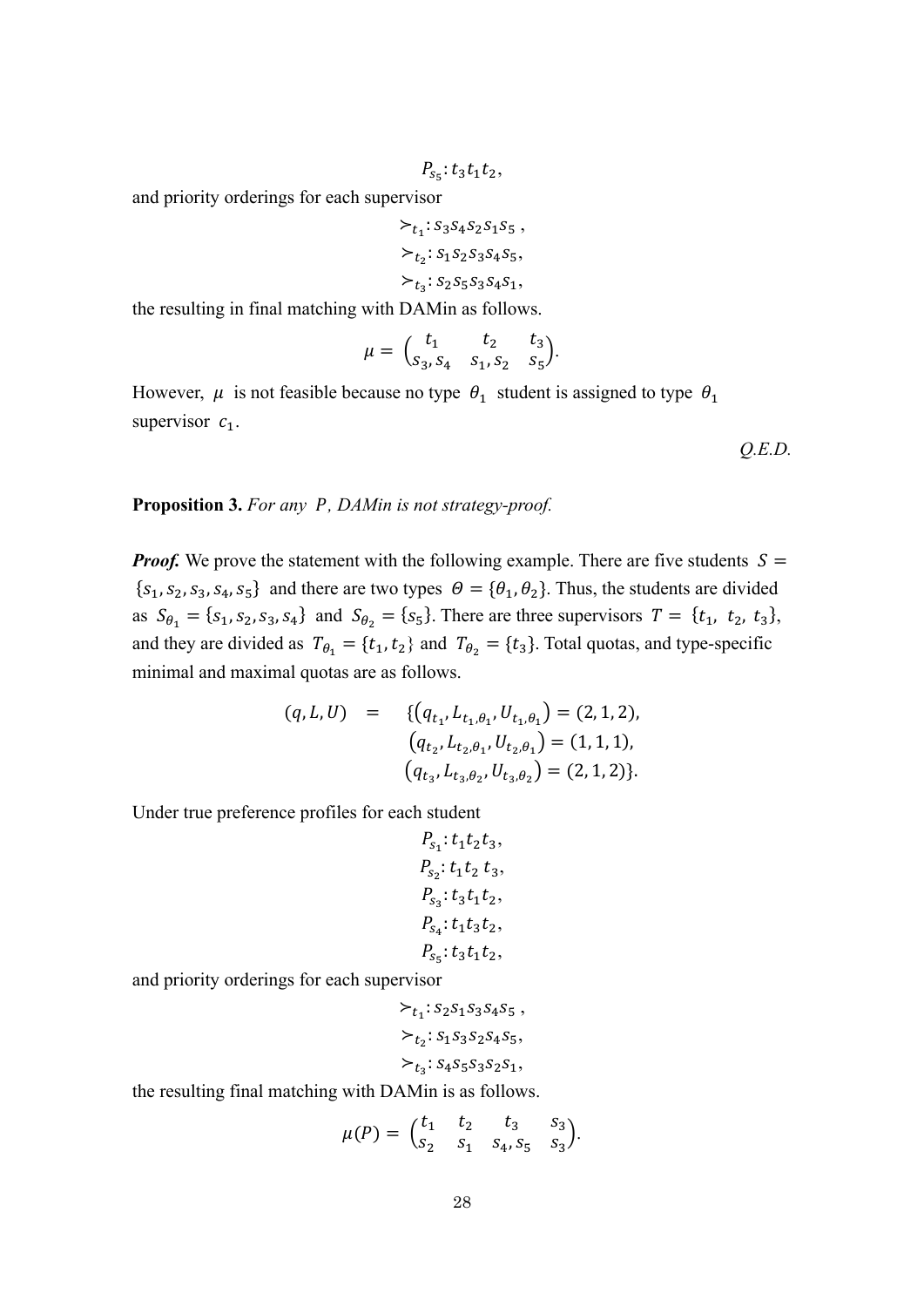$$P_{s_5}: t_3 t_1 t_2,$$

and priority orderings for each supervisor

$$\succ_{t_1}: s_3 s_4 s_2 s_1 s_5\ ,$$
$$\succ_{t_2}: s_1 s_2 s_3 s_4 s_5,$$
$$\succ_{t_3}: s_2 s_5 s_3 s_4 s_1,$$

the resulting in final matching with DAMin as follows.

$$\mu = \begin{pmatrix} t_1 & t_2 & t_3 \\ s_3, s_4 & s_1, s_2 & s_5 \end{pmatrix}.$$

However, $\mu$ is not feasible because no type $\theta_1$ student is assigned to type $\theta_1$ supervisor $c_1$.

*Q.E.D.*

**Proposition 3.** *For any $P$, DAMin is not strategy-proof.*

***Proof.*** We prove the statement with the following example. There are five students $S = \{s_1, s_2, s_3, s_4, s_5\}$ and there are two types $\Theta = \{\theta_1, \theta_2\}$. Thus, the students are divided as $S_{\theta_1} = \{s_1, s_2, s_3, s_4\}$ and $S_{\theta_2} = \{s_5\}$. There are three supervisors $T = \{t_1,\ t_2,\ t_3\}$, and they are divided as $T_{\theta_1} = \{t_1, t_2\}$ and $T_{\theta_2} = \{t_3\}$. Total quotas, and type-specific minimal and maximal quotas are as follows.

$$\begin{aligned}(q, L, U) \quad = \quad & \{\left(q_{t_1}, L_{t_1,\theta_1}, U_{t_1,\theta_1}\right) = (2, 1, 2), \\ & \left(q_{t_2}, L_{t_2,\theta_1}, U_{t_2,\theta_1}\right) = (1, 1, 1), \\ & \left(q_{t_3}, L_{t_3,\theta_2}, U_{t_3,\theta_2}\right) = (2, 1, 2)\}.\end{aligned}$$

Under true preference profiles for each student

$$P_{s_1}: t_1 t_2 t_3,$$
$$P_{s_2}: t_1 t_2\ t_3,$$
$$P_{s_3}: t_3 t_1 t_2,$$
$$P_{s_4}: t_1 t_3 t_2,$$
$$P_{s_5}: t_3 t_1 t_2,$$

and priority orderings for each supervisor

$$\succ_{t_1}: s_2 s_1 s_3 s_4 s_5\ ,$$
$$\succ_{t_2}: s_1 s_3 s_2 s_4 s_5,$$
$$\succ_{t_3}: s_4 s_5 s_3 s_2 s_1,$$

the resulting final matching with DAMin is as follows.

$$\mu(P) = \begin{pmatrix} t_1 & t_2 & t_3 & s_3 \\ s_2 & s_1 & s_4, s_5 & s_3 \end{pmatrix}.$$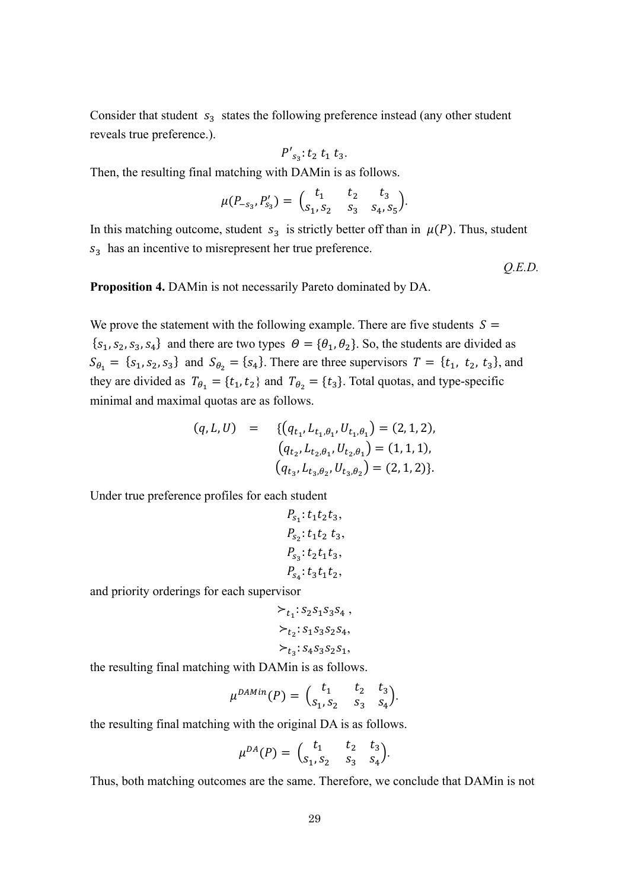Consider that student $s_3$ states the following preference instead (any other student reveals true preference.).

$$P'_{s_3}: t_2\ t_1\ t_3.$$

Then, the resulting final matching with DAMin is as follows.

$$\mu(P_{-s_3}, P'_{s_3}) = \begin{pmatrix} t_1 & t_2 & t_3 \\ s_1, s_2 & s_3 & s_4, s_5 \end{pmatrix}.$$

In this matching outcome, student $s_3$ is strictly better off than in $\mu(P)$. Thus, student $s_3$ has an incentive to misrepresent her true preference.

*Q.E.D.*

**Proposition 4.** DAMin is not necessarily Pareto dominated by DA.

We prove the statement with the following example. There are five students $S = \{s_1, s_2, s_3, s_4\}$ and there are two types $\Theta = \{\theta_1, \theta_2\}$. So, the students are divided as $S_{\theta_1} = \{s_1, s_2, s_3\}$ and $S_{\theta_2} = \{s_4\}$. There are three supervisors $T = \{t_1, t_2, t_3\}$, and they are divided as $T_{\theta_1} = \{t_1, t_2\}$ and $T_{\theta_2} = \{t_3\}$. Total quotas, and type-specific minimal and maximal quotas are as follows.

$$\begin{aligned}(q, L, U) \quad = \quad &\{(q_{t_1}, L_{t_1,\theta_1}, U_{t_1,\theta_1}) = (2, 1, 2),\\ &(q_{t_2}, L_{t_2,\theta_1}, U_{t_2,\theta_1}) = (1, 1, 1),\\ &(q_{t_3}, L_{t_3,\theta_2}, U_{t_3,\theta_2}) = (2, 1, 2)\}.\end{aligned}$$

Under true preference profiles for each student

$$\begin{aligned}&P_{s_1}: t_1 t_2 t_3,\\ &P_{s_2}: t_1 t_2\ t_3,\\ &P_{s_3}: t_2 t_1 t_3,\\ &P_{s_4}: t_3 t_1 t_2,\end{aligned}$$

and priority orderings for each supervisor

$$\begin{aligned}&\succ_{t_1}: s_2 s_1 s_3 s_4\ ,\\ &\succ_{t_2}: s_1 s_3 s_2 s_4,\\ &\succ_{t_3}: s_4 s_3 s_2 s_1,\end{aligned}$$

the resulting final matching with DAMin is as follows.

$$\mu^{DAMin}(P) = \begin{pmatrix} t_1 & t_2 & t_3 \\ s_1, s_2 & s_3 & s_4 \end{pmatrix}.$$

the resulting final matching with the original DA is as follows.

$$\mu^{DA}(P) = \begin{pmatrix} t_1 & t_2 & t_3 \\ s_1, s_2 & s_3 & s_4 \end{pmatrix}.$$

Thus, both matching outcomes are the same. Therefore, we conclude that DAMin is not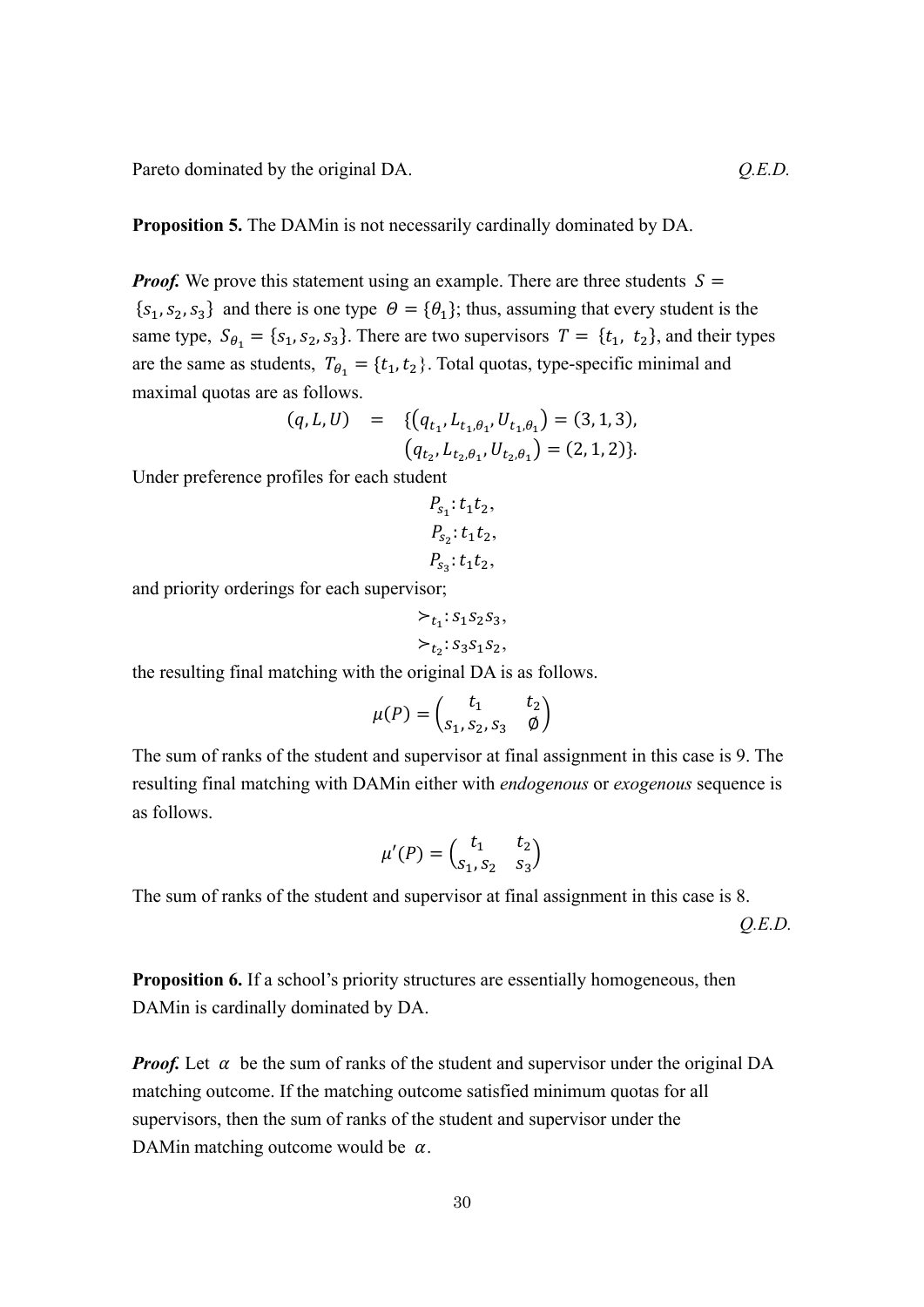Pareto dominated by the original DA. *Q.E.D.*

**Proposition 5.** The DAMin is not necessarily cardinally dominated by DA.

***Proof.*** We prove this statement using an example. There are three students $S = \{s_1, s_2, s_3\}$ and there is one type $\Theta = \{\theta_1\}$; thus, assuming that every student is the same type, $S_{\theta_1} = \{s_1, s_2, s_3\}$. There are two supervisors $T = \{t_1, t_2\}$, and their types are the same as students, $T_{\theta_1} = \{t_1, t_2\}$. Total quotas, type-specific minimal and maximal quotas are as follows.

$$(q, L, U) \quad = \quad \{(q_{t_1}, L_{t_1,\theta_1}, U_{t_1,\theta_1}) = (3, 1, 3),$$
$$(q_{t_2}, L_{t_2,\theta_1}, U_{t_2,\theta_1}) = (2, 1, 2)\}.$$

Under preference profiles for each student

$$P_{s_1}: t_1 t_2,$$
$$P_{s_2}: t_1 t_2,$$
$$P_{s_3}: t_1 t_2,$$

and priority orderings for each supervisor;

$$\succ_{t_1}: s_1 s_2 s_3,$$
$$\succ_{t_2}: s_3 s_1 s_2,$$

the resulting final matching with the original DA is as follows.

$$\mu(P) = \begin{pmatrix} t_1 & t_2 \\ s_1, s_2, s_3 & \emptyset \end{pmatrix}$$

The sum of ranks of the student and supervisor at final assignment in this case is 9. The resulting final matching with DAMin either with *endogenous* or *exogenous* sequence is as follows.

$$\mu'(P) = \begin{pmatrix} t_1 & t_2 \\ s_1, s_2 & s_3 \end{pmatrix}$$

The sum of ranks of the student and supervisor at final assignment in this case is 8.

*Q.E.D.*

**Proposition 6.** If a school's priority structures are essentially homogeneous, then DAMin is cardinally dominated by DA.

***Proof.*** Let $\alpha$ be the sum of ranks of the student and supervisor under the original DA matching outcome. If the matching outcome satisfied minimum quotas for all supervisors, then the sum of ranks of the student and supervisor under the DAMin matching outcome would be $\alpha$.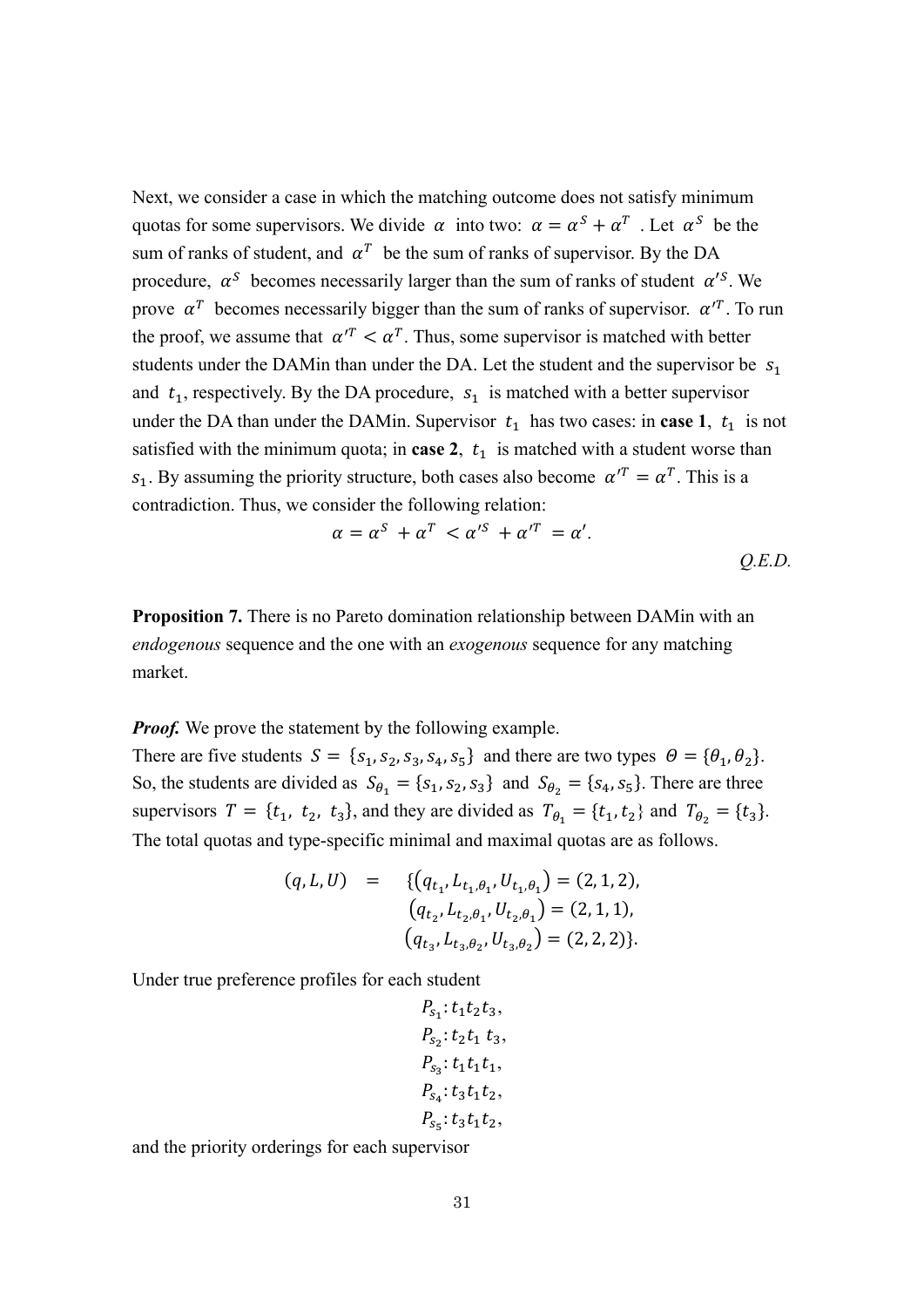Next, we consider a case in which the matching outcome does not satisfy minimum quotas for some supervisors. We divide $\alpha$ into two: $\alpha = \alpha^S + \alpha^T$ . Let $\alpha^S$ be the sum of ranks of student, and $\alpha^T$ be the sum of ranks of supervisor. By the DA procedure, $\alpha^S$ becomes necessarily larger than the sum of ranks of student $\alpha'^S$. We prove $\alpha^T$ becomes necessarily bigger than the sum of ranks of supervisor. $\alpha'^T$. To run the proof, we assume that $\alpha'^T < \alpha^T$. Thus, some supervisor is matched with better students under the DAMin than under the DA. Let the student and the supervisor be $s_1$ and $t_1$, respectively. By the DA procedure, $s_1$ is matched with a better supervisor under the DA than under the DAMin. Supervisor $t_1$ has two cases: in **case 1**, $t_1$ is not satisfied with the minimum quota; in **case 2**, $t_1$ is matched with a student worse than $s_1$. By assuming the priority structure, both cases also become $\alpha'^T = \alpha^T$. This is a contradiction. Thus, we consider the following relation:

$$\alpha = \alpha^S + \alpha^T < \alpha'^S + \alpha'^T = \alpha'.$$

*Q.E.D.*

**Proposition 7.** There is no Pareto domination relationship between DAMin with an *endogenous* sequence and the one with an *exogenous* sequence for any matching market.

***Proof.*** We prove the statement by the following example.
There are five students $S = \{s_1, s_2, s_3, s_4, s_5\}$ and there are two types $\Theta = \{\theta_1, \theta_2\}$. So, the students are divided as $S_{\theta_1} = \{s_1, s_2, s_3\}$ and $S_{\theta_2} = \{s_4, s_5\}$. There are three supervisors $T = \{t_1, t_2, t_3\}$, and they are divided as $T_{\theta_1} = \{t_1, t_2\}$ and $T_{\theta_2} = \{t_3\}$. The total quotas and type-specific minimal and maximal quotas are as follows.

$$(q, L, U) \quad = \quad \{(q_{t_1}, L_{t_1,\theta_1}, U_{t_1,\theta_1}) = (2, 1, 2), \\ (q_{t_2}, L_{t_2,\theta_1}, U_{t_2,\theta_1}) = (2, 1, 1), \\ (q_{t_3}, L_{t_3,\theta_2}, U_{t_3,\theta_2}) = (2, 2, 2)\}.$$

Under true preference profiles for each student

$$P_{s_1}: t_1 t_2 t_3,$$
$$P_{s_2}: t_2 t_1\ t_3,$$
$$P_{s_3}: t_1 t_1 t_1,$$
$$P_{s_4}: t_3 t_1 t_2,$$
$$P_{s_5}: t_3 t_1 t_2,$$

and the priority orderings for each supervisor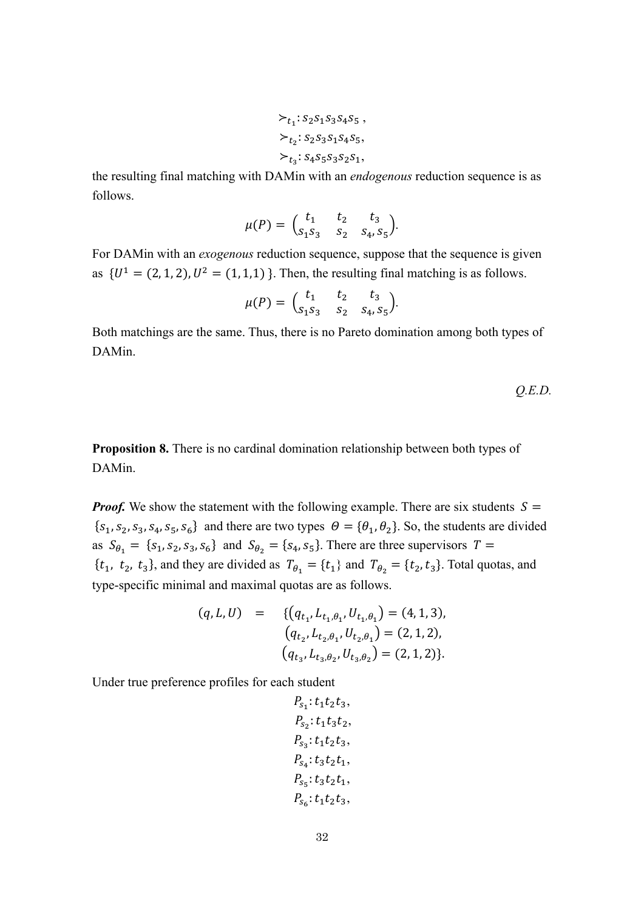$$\succ_{t_1}: s_2 s_1 s_3 s_4 s_5\ ,$$
$$\succ_{t_2}: s_2 s_3 s_1 s_4 s_5,$$
$$\succ_{t_3}: s_4 s_5 s_3 s_2 s_1,$$

the resulting final matching with DAMin with an *endogenous* reduction sequence is as follows.

$$\mu(P) = \begin{pmatrix} t_1 & t_2 & t_3 \\ s_1 s_3 & s_2 & s_4, s_5 \end{pmatrix}.$$

For DAMin with an *exogenous* reduction sequence, suppose that the sequence is given as $\{U^1 = (2, 1, 2), U^2 = (1,1,1)\}$. Then, the resulting final matching is as follows.

$$\mu(P) = \begin{pmatrix} t_1 & t_2 & t_3 \\ s_1 s_3 & s_2 & s_4, s_5 \end{pmatrix}.$$

Both matchings are the same. Thus, there is no Pareto domination among both types of DAMin.

*Q.E.D.*

**Proposition 8.** There is no cardinal domination relationship between both types of DAMin.

***Proof.*** We show the statement with the following example. There are six students $S = \{s_1, s_2, s_3, s_4, s_5, s_6\}$ and there are two types $\Theta = \{\theta_1, \theta_2\}$. So, the students are divided as $S_{\theta_1} = \{s_1, s_2, s_3, s_6\}$ and $S_{\theta_2} = \{s_4, s_5\}$. There are three supervisors $T = \{t_1,\ t_2,\ t_3\}$, and they are divided as $T_{\theta_1} = \{t_1\}$ and $T_{\theta_2} = \{t_2, t_3\}$. Total quotas, and type-specific minimal and maximal quotas are as follows.

$$\begin{aligned}(q, L, U) \quad = \quad & \{(q_{t_1}, L_{t_1,\theta_1}, U_{t_1,\theta_1}) = (4, 1, 3), \\ & (q_{t_2}, L_{t_2,\theta_1}, U_{t_2,\theta_1}) = (2, 1, 2), \\ & (q_{t_3}, L_{t_3,\theta_2}, U_{t_3,\theta_2}) = (2, 1, 2)\}.\end{aligned}$$

Under true preference profiles for each student

$$P_{s_1}: t_1 t_2 t_3,$$
$$P_{s_2}: t_1 t_3 t_2,$$
$$P_{s_3}: t_1 t_2 t_3,$$
$$P_{s_4}: t_3 t_2 t_1,$$
$$P_{s_5}: t_3 t_2 t_1,$$
$$P_{s_6}: t_1 t_2 t_3,$$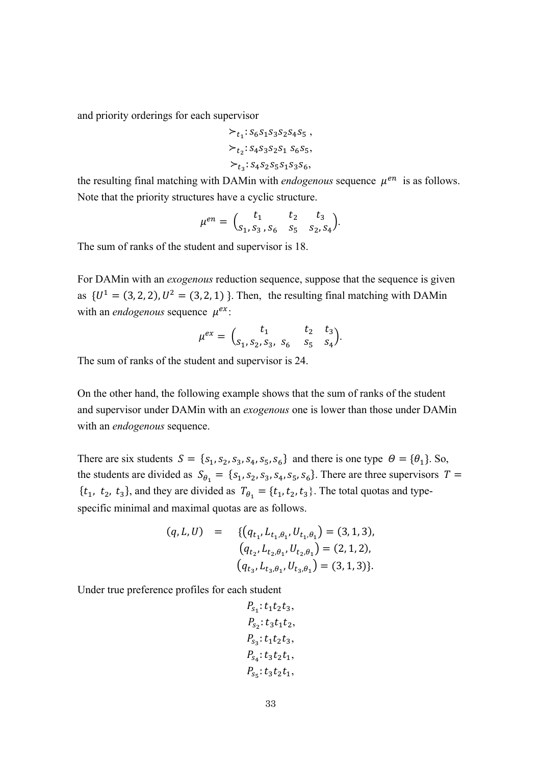and priority orderings for each supervisor

$$\succ_{t_1}: s_6 s_1 s_3 s_2 s_4 s_5\ ,$$
$$\succ_{t_2}: s_4 s_3 s_2 s_1\ s_6 s_5,$$
$$\succ_{t_3}: s_4 s_2 s_5 s_1 s_3 s_6,$$

the resulting final matching with DAMin with *endogenous* sequence $\mu^{en}$ is as follows. Note that the priority structures have a cyclic structure.

$$\mu^{en} = \begin{pmatrix} t_1 & t_2 & t_3 \\ s_1, s_3\ , s_6 & s_5 & s_2, s_4 \end{pmatrix}.$$

The sum of ranks of the student and supervisor is 18.

For DAMin with an *exogenous* reduction sequence, suppose that the sequence is given as $\{U^1 = (3, 2, 2), U^2 = (3, 2, 1)\ \}$. Then, the resulting final matching with DAMin with an *endogenous* sequence $\mu^{ex}$:

$$\mu^{ex} = \begin{pmatrix} t_1 & t_2 & t_3 \\ s_1, s_2, s_3,\ s_6 & s_5 & s_4 \end{pmatrix}.$$

The sum of ranks of the student and supervisor is 24.

On the other hand, the following example shows that the sum of ranks of the student and supervisor under DAMin with an *exogenous* one is lower than those under DAMin with an *endogenous* sequence.

There are six students $S = \{s_1, s_2, s_3, s_4, s_5, s_6\}$ and there is one type $\Theta = \{\theta_1\}$. So, the students are divided as $S_{\theta_1} = \{s_1, s_2, s_3, s_4, s_5, s_6\}$. There are three supervisors $T = \{t_1,\ t_2,\ t_3\}$, and they are divided as $T_{\theta_1} = \{t_1, t_2, t_3\}$. The total quotas and type-specific minimal and maximal quotas are as follows.

$$\begin{aligned}(q, L, U) \quad = \quad & \{(q_{t_1}, L_{t_1,\theta_1}, U_{t_1,\theta_1}) = (3, 1, 3), \\ & (q_{t_2}, L_{t_2,\theta_1}, U_{t_2,\theta_1}) = (2, 1, 2), \\ & (q_{t_3}, L_{t_3,\theta_1}, U_{t_3,\theta_1}) = (3, 1, 3)\}.\end{aligned}$$

Under true preference profiles for each student

$$P_{s_1}: t_1 t_2 t_3,$$
$$P_{s_2}: t_3 t_1 t_2,$$
$$P_{s_3}: t_1 t_2 t_3,$$
$$P_{s_4}: t_3 t_2 t_1,$$
$$P_{s_5}: t_3 t_2 t_1,$$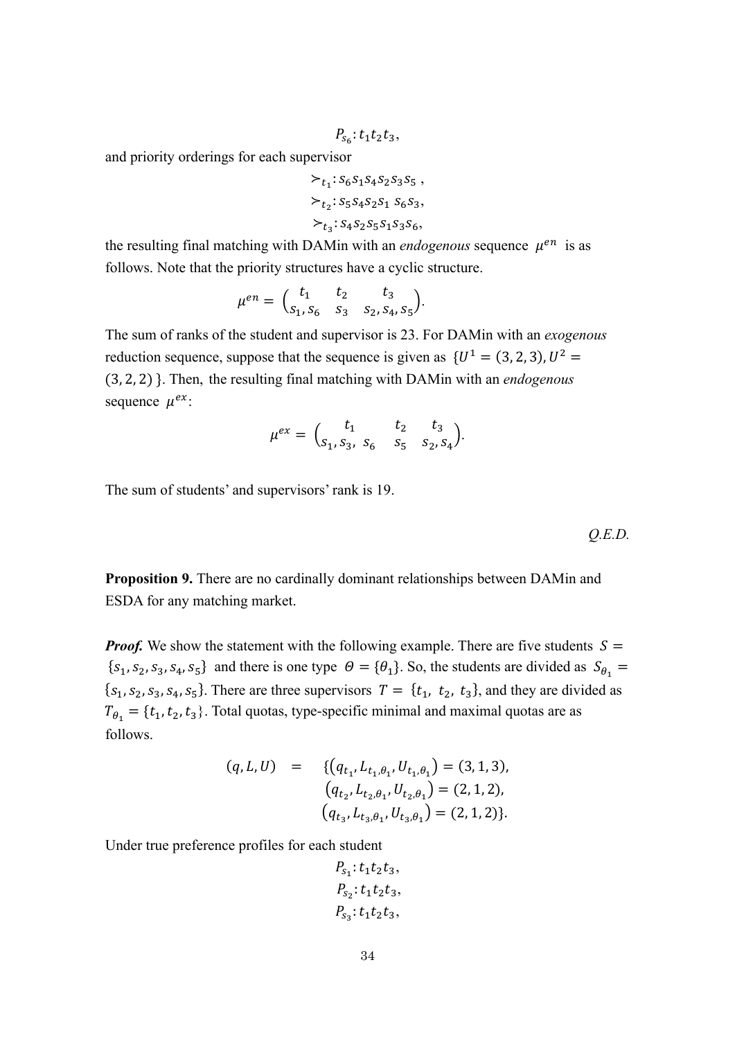$$P_{s_6}: t_1 t_2 t_3,$$

and priority orderings for each supervisor

$$\succ_{t_1}: s_6 s_1 s_4 s_2 s_3 s_5\ ,$$
$$\succ_{t_2}: s_5 s_4 s_2 s_1\ s_6 s_3,$$
$$\succ_{t_3}: s_4 s_2 s_5 s_1 s_3 s_6,$$

the resulting final matching with DAMin with an *endogenous* sequence $\mu^{en}$ is as follows. Note that the priority structures have a cyclic structure.

$$\mu^{en} = \begin{pmatrix} t_1 & t_2 & t_3 \\ s_1, s_6 & s_3 & s_2, s_4, s_5 \end{pmatrix}.$$

The sum of ranks of the student and supervisor is 23. For DAMin with an *exogenous* reduction sequence, suppose that the sequence is given as $\{U^1 = (3,2,3), U^2 = (3,2,2)\}$. Then, the resulting final matching with DAMin with an *endogenous* sequence $\mu^{ex}$:

$$\mu^{ex} = \begin{pmatrix} t_1 & t_2 & t_3 \\ s_1, s_3,\ s_6 & s_5 & s_2, s_4 \end{pmatrix}.$$

The sum of students' and supervisors' rank is 19.

*Q.E.D.*

**Proposition 9.** There are no cardinally dominant relationships between DAMin and ESDA for any matching market.

***Proof.*** We show the statement with the following example. There are five students $S = \{s_1, s_2, s_3, s_4, s_5\}$ and there is one type $\Theta = \{\theta_1\}$. So, the students are divided as $S_{\theta_1} = \{s_1, s_2, s_3, s_4, s_5\}$. There are three supervisors $T = \{t_1,\ t_2,\ t_3\}$, and they are divided as $T_{\theta_1} = \{t_1, t_2, t_3\}$. Total quotas, type-specific minimal and maximal quotas are as follows.

$$\begin{aligned}(q, L, U) \quad = \quad & \{(q_{t_1}, L_{t_1,\theta_1}, U_{t_1,\theta_1}) = (3, 1, 3), \\ & (q_{t_2}, L_{t_2,\theta_1}, U_{t_2,\theta_1}) = (2, 1, 2), \\ & (q_{t_3}, L_{t_3,\theta_1}, U_{t_3,\theta_1}) = (2, 1, 2)\}.\end{aligned}$$

Under true preference profiles for each student

$$P_{s_1}: t_1 t_2 t_3,$$
$$P_{s_2}: t_1 t_2 t_3,$$
$$P_{s_3}: t_1 t_2 t_3,$$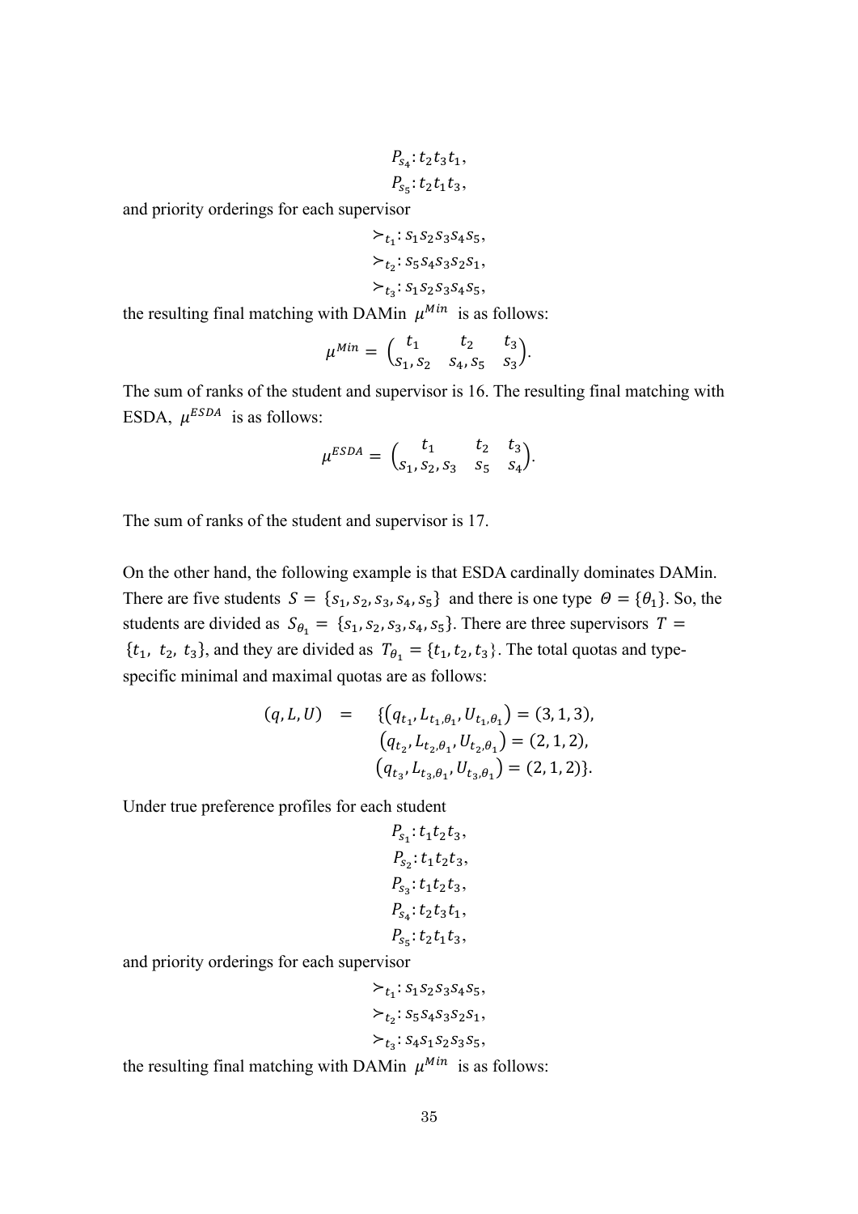$$P_{s_4}: t_2 t_3 t_1,$$
$$P_{s_5}: t_2 t_1 t_3,$$

and priority orderings for each supervisor

$$\succ_{t_1}: s_1 s_2 s_3 s_4 s_5,$$
$$\succ_{t_2}: s_5 s_4 s_3 s_2 s_1,$$
$$\succ_{t_3}: s_1 s_2 s_3 s_4 s_5,$$

the resulting final matching with DAMin $\mu^{Min}$ is as follows:

$$\mu^{Min} = \begin{pmatrix} t_1 & t_2 & t_3 \\ s_1, s_2 & s_4, s_5 & s_3 \end{pmatrix}.$$

The sum of ranks of the student and supervisor is 16. The resulting final matching with ESDA, $\mu^{ESDA}$ is as follows:

$$\mu^{ESDA} = \begin{pmatrix} t_1 & t_2 & t_3 \\ s_1, s_2, s_3 & s_5 & s_4 \end{pmatrix}.$$

The sum of ranks of the student and supervisor is 17.

On the other hand, the following example is that ESDA cardinally dominates DAMin. There are five students $S = \{s_1, s_2, s_3, s_4, s_5\}$ and there is one type $\Theta = \{\theta_1\}$. So, the students are divided as $S_{\theta_1} = \{s_1, s_2, s_3, s_4, s_5\}$. There are three supervisors $T = \{t_1, t_2, t_3\}$, and they are divided as $T_{\theta_1} = \{t_1, t_2, t_3\}$. The total quotas and type-specific minimal and maximal quotas are as follows:

$$\begin{aligned}(q, L, U) \quad = \quad & \{(q_{t_1}, L_{t_1,\theta_1}, U_{t_1,\theta_1}) = (3, 1, 3), \\ & (q_{t_2}, L_{t_2,\theta_1}, U_{t_2,\theta_1}) = (2, 1, 2), \\ & (q_{t_3}, L_{t_3,\theta_1}, U_{t_3,\theta_1}) = (2, 1, 2)\}.\end{aligned}$$

Under true preference profiles for each student

$$P_{s_1}: t_1 t_2 t_3,$$
$$P_{s_2}: t_1 t_2 t_3,$$
$$P_{s_3}: t_1 t_2 t_3,$$
$$P_{s_4}: t_2 t_3 t_1,$$
$$P_{s_5}: t_2 t_1 t_3,$$

and priority orderings for each supervisor

$$\succ_{t_1}: s_1 s_2 s_3 s_4 s_5,$$
$$\succ_{t_2}: s_5 s_4 s_3 s_2 s_1,$$
$$\succ_{t_3}: s_4 s_1 s_2 s_3 s_5,$$

the resulting final matching with DAMin $\mu^{Min}$ is as follows: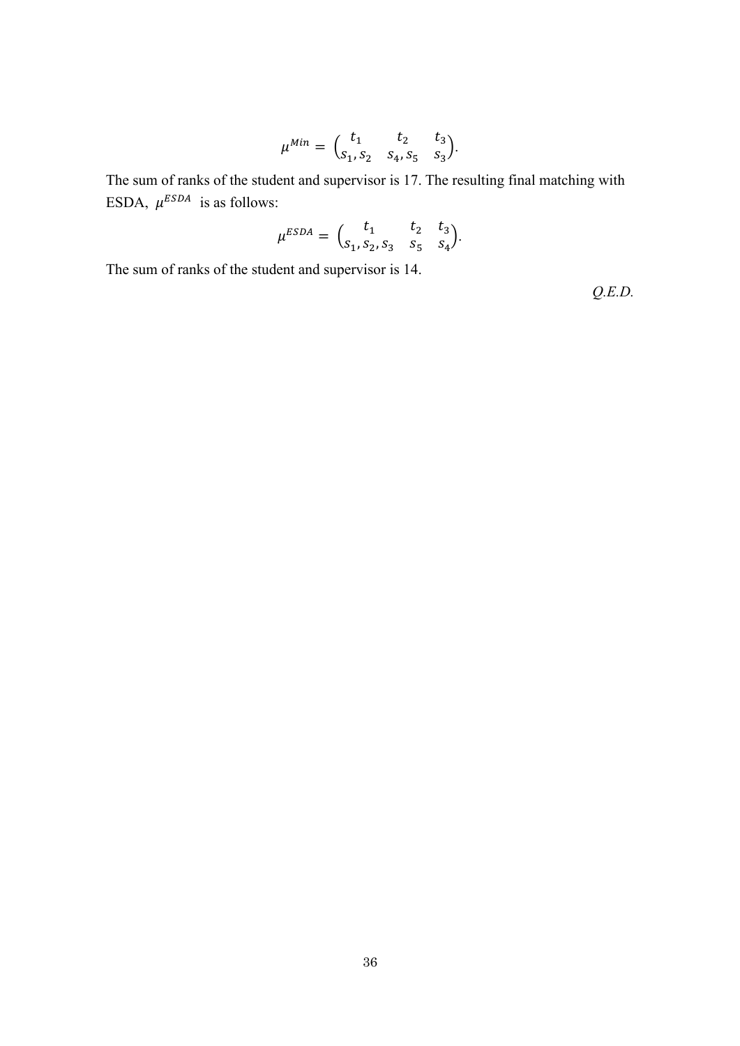$$\mu^{Min} = \begin{pmatrix} t_1 & t_2 & t_3 \\ s_1, s_2 & s_4, s_5 & s_3 \end{pmatrix}.$$

The sum of ranks of the student and supervisor is 17. The resulting final matching with ESDA, $\mu^{ESDA}$ is as follows:

$$\mu^{ESDA} = \begin{pmatrix} t_1 & t_2 & t_3 \\ s_1, s_2, s_3 & s_5 & s_4 \end{pmatrix}.$$

The sum of ranks of the student and supervisor is 14.

*Q.E.D.*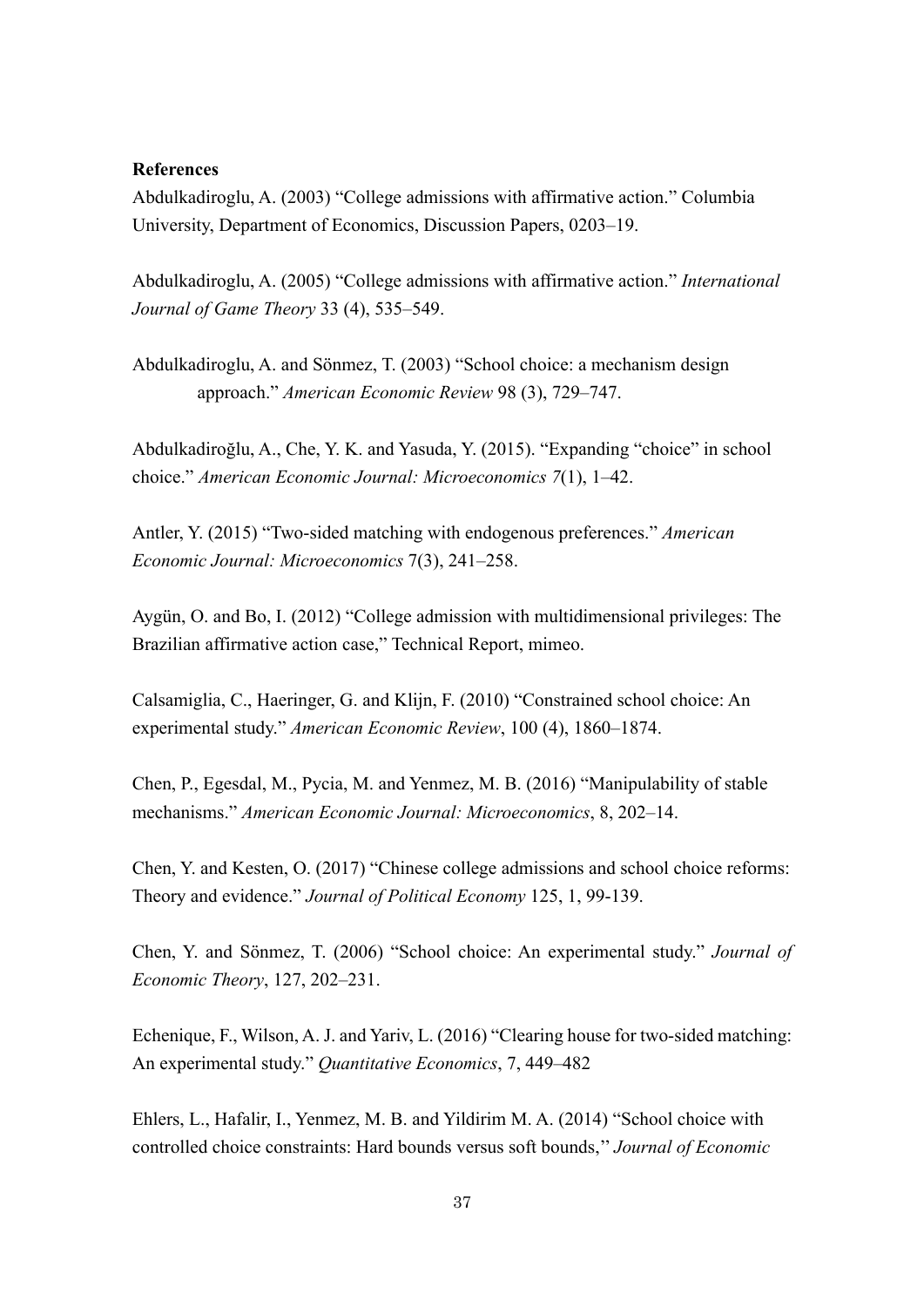**References**

Abdulkadiroglu, A. (2003) "College admissions with affirmative action." Columbia University, Department of Economics, Discussion Papers, 0203–19.

Abdulkadiroglu, A. (2005) "College admissions with affirmative action." *International Journal of Game Theory* 33 (4), 535–549.

Abdulkadiroglu, A. and Sönmez, T. (2003) "School choice: a mechanism design approach." *American Economic Review* 98 (3), 729–747.

Abdulkadiroğlu, A., Che, Y. K. and Yasuda, Y. (2015). "Expanding "choice" in school choice." *American Economic Journal: Microeconomics 7*(1), 1–42.

Antler, Y. (2015) "Two-sided matching with endogenous preferences." *American Economic Journal: Microeconomics* 7(3), 241–258.

Aygün, O. and Bo, I. (2012) "College admission with multidimensional privileges: The Brazilian affirmative action case," Technical Report, mimeo.

Calsamiglia, C., Haeringer, G. and Klijn, F. (2010) "Constrained school choice: An experimental study." *American Economic Review*, 100 (4), 1860–1874.

Chen, P., Egesdal, M., Pycia, M. and Yenmez, M. B. (2016) "Manipulability of stable mechanisms." *American Economic Journal: Microeconomics*, 8, 202–14.

Chen, Y. and Kesten, O. (2017) "Chinese college admissions and school choice reforms: Theory and evidence." *Journal of Political Economy* 125, 1, 99-139.

Chen, Y. and Sönmez, T. (2006) "School choice: An experimental study." *Journal of Economic Theory*, 127, 202–231.

Echenique, F., Wilson, A. J. and Yariv, L. (2016) "Clearing house for two-sided matching: An experimental study." *Quantitative Economics*, 7, 449–482

Ehlers, L., Hafalir, I., Yenmez, M. B. and Yildirim M. A. (2014) "School choice with controlled choice constraints: Hard bounds versus soft bounds," *Journal of Economic*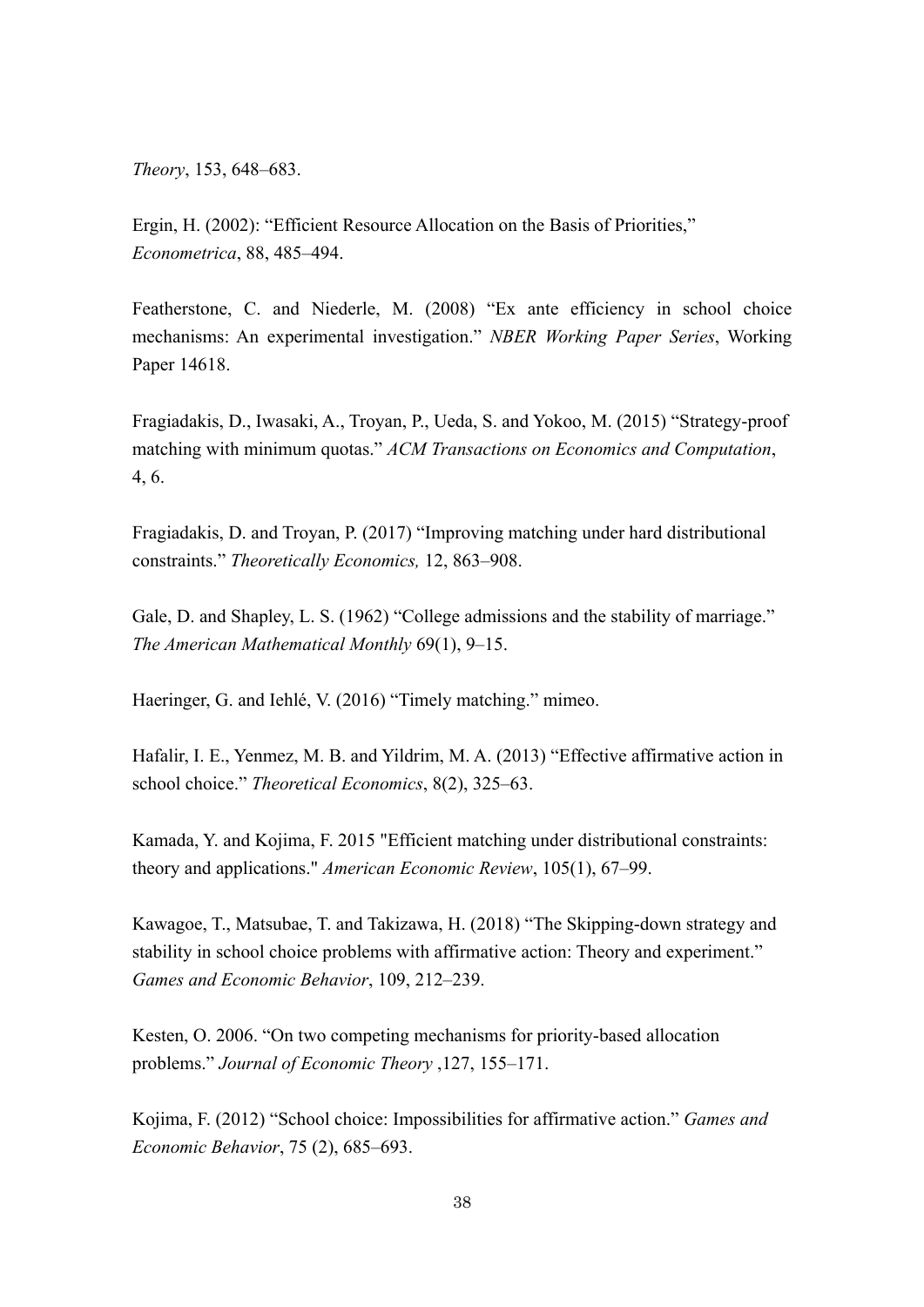*Theory*, 153, 648–683.

Ergin, H. (2002): "Efficient Resource Allocation on the Basis of Priorities," *Econometrica*, 88, 485–494.

Featherstone, C. and Niederle, M. (2008) "Ex ante efficiency in school choice mechanisms: An experimental investigation." *NBER Working Paper Series*, Working Paper 14618.

Fragiadakis, D., Iwasaki, A., Troyan, P., Ueda, S. and Yokoo, M. (2015) "Strategy-proof matching with minimum quotas." *ACM Transactions on Economics and Computation*, 4, 6.

Fragiadakis, D. and Troyan, P. (2017) "Improving matching under hard distributional constraints." *Theoretically Economics,* 12, 863–908.

Gale, D. and Shapley, L. S. (1962) "College admissions and the stability of marriage." *The American Mathematical Monthly* 69(1), 9–15.

Haeringer, G. and Iehlé, V. (2016) "Timely matching." mimeo.

Hafalir, I. E., Yenmez, M. B. and Yildrim, M. A. (2013) "Effective affirmative action in school choice." *Theoretical Economics*, 8(2), 325–63.

Kamada, Y. and Kojima, F. 2015 "Efficient matching under distributional constraints: theory and applications." *American Economic Review*, 105(1), 67–99.

Kawagoe, T., Matsubae, T. and Takizawa, H. (2018) "The Skipping-down strategy and stability in school choice problems with affirmative action: Theory and experiment." *Games and Economic Behavior*, 109, 212–239.

Kesten, O. 2006. "On two competing mechanisms for priority-based allocation problems." *Journal of Economic Theory* ,127, 155–171.

Kojima, F. (2012) "School choice: Impossibilities for affirmative action." *Games and Economic Behavior*, 75 (2), 685–693.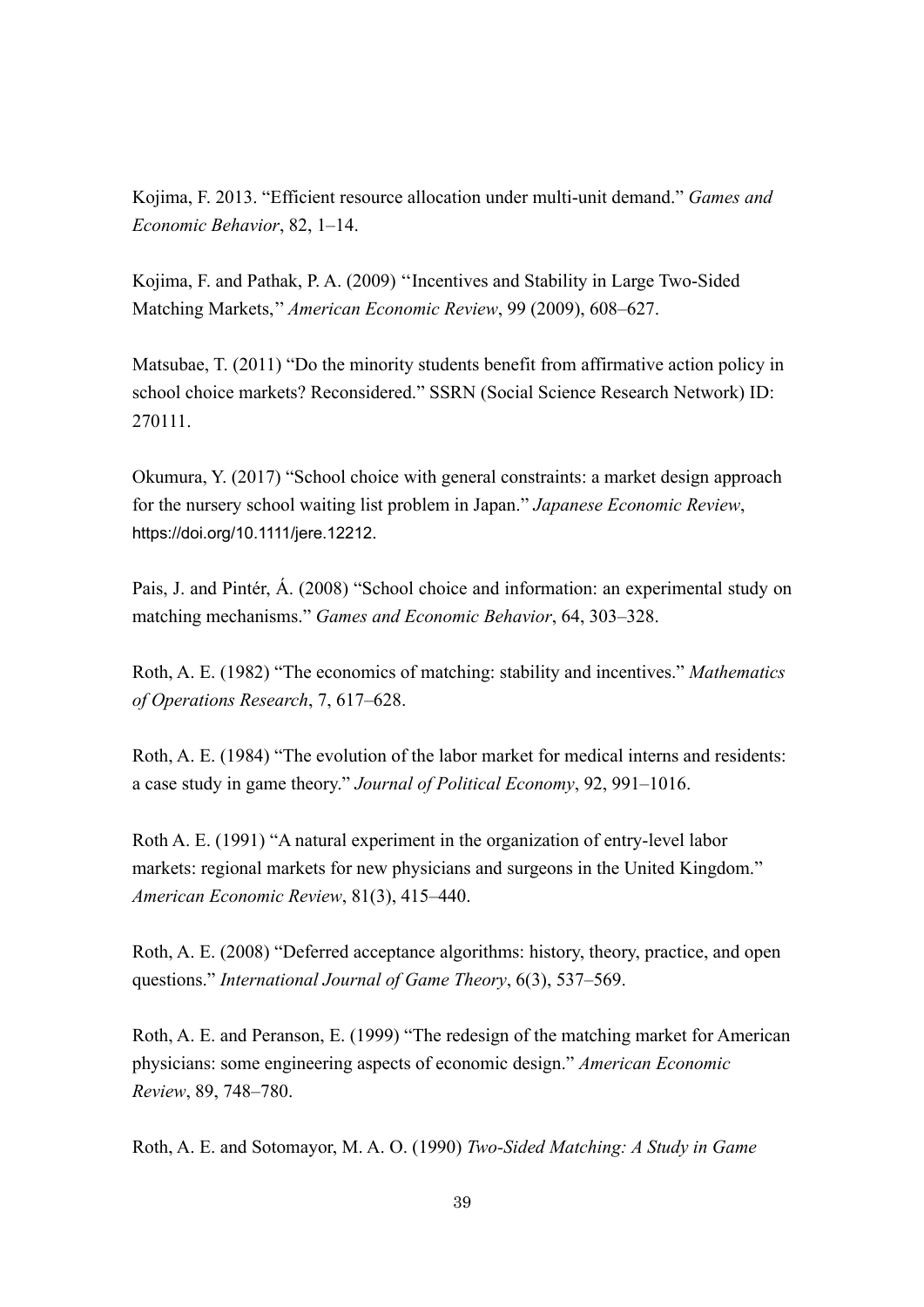Kojima, F. 2013. "Efficient resource allocation under multi-unit demand." *Games and Economic Behavior*, 82, 1–14.

Kojima, F. and Pathak, P. A. (2009) ''Incentives and Stability in Large Two-Sided Matching Markets,'' *American Economic Review*, 99 (2009), 608–627.

Matsubae, T. (2011) "Do the minority students benefit from affirmative action policy in school choice markets? Reconsidered." SSRN (Social Science Research Network) ID: 270111.

Okumura, Y. (2017) "School choice with general constraints: a market design approach for the nursery school waiting list problem in Japan." *Japanese Economic Review*, https://doi.org/10.1111/jere.12212.

Pais, J. and Pintér, Á. (2008) "School choice and information: an experimental study on matching mechanisms." *Games and Economic Behavior*, 64, 303–328.

Roth, A. E. (1982) "The economics of matching: stability and incentives." *Mathematics of Operations Research*, 7, 617–628.

Roth, A. E. (1984) "The evolution of the labor market for medical interns and residents: a case study in game theory." *Journal of Political Economy*, 92, 991–1016.

Roth A. E. (1991) "A natural experiment in the organization of entry-level labor markets: regional markets for new physicians and surgeons in the United Kingdom." *American Economic Review*, 81(3), 415–440.

Roth, A. E. (2008) "Deferred acceptance algorithms: history, theory, practice, and open questions." *International Journal of Game Theory*, 6(3), 537–569.

Roth, A. E. and Peranson, E. (1999) "The redesign of the matching market for American physicians: some engineering aspects of economic design." *American Economic Review*, 89, 748–780.

Roth, A. E. and Sotomayor, M. A. O. (1990) *Two-Sided Matching: A Study in Game*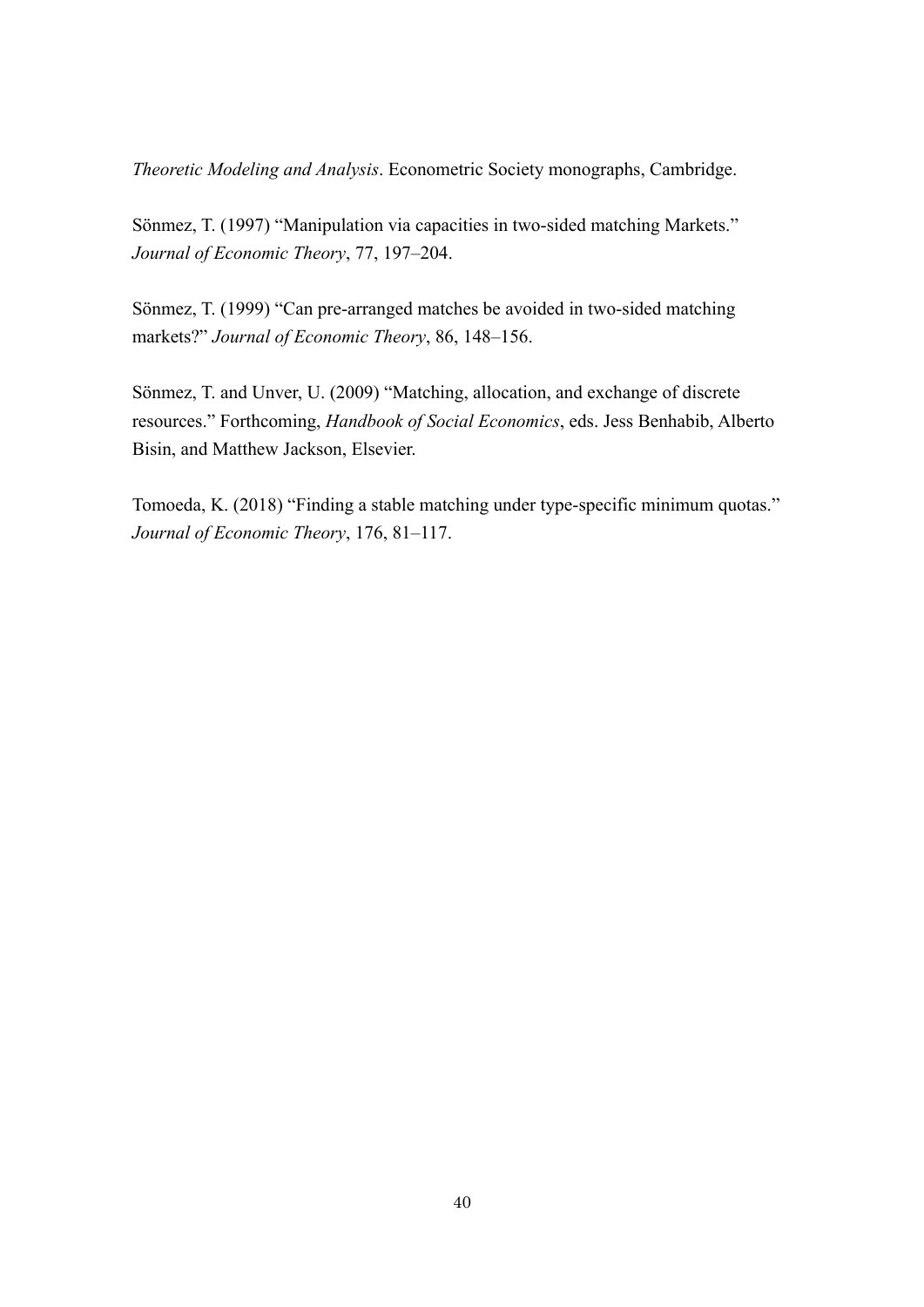*Theoretic Modeling and Analysis*. Econometric Society monographs, Cambridge.

Sönmez, T. (1997) "Manipulation via capacities in two-sided matching Markets." *Journal of Economic Theory*, 77, 197–204.

Sönmez, T. (1999) "Can pre-arranged matches be avoided in two-sided matching markets?" *Journal of Economic Theory*, 86, 148–156.

Sönmez, T. and Unver, U. (2009) "Matching, allocation, and exchange of discrete resources." Forthcoming, *Handbook of Social Economics*, eds. Jess Benhabib, Alberto Bisin, and Matthew Jackson, Elsevier.

Tomoeda, K. (2018) "Finding a stable matching under type-specific minimum quotas." *Journal of Economic Theory*, 176, 81–117.